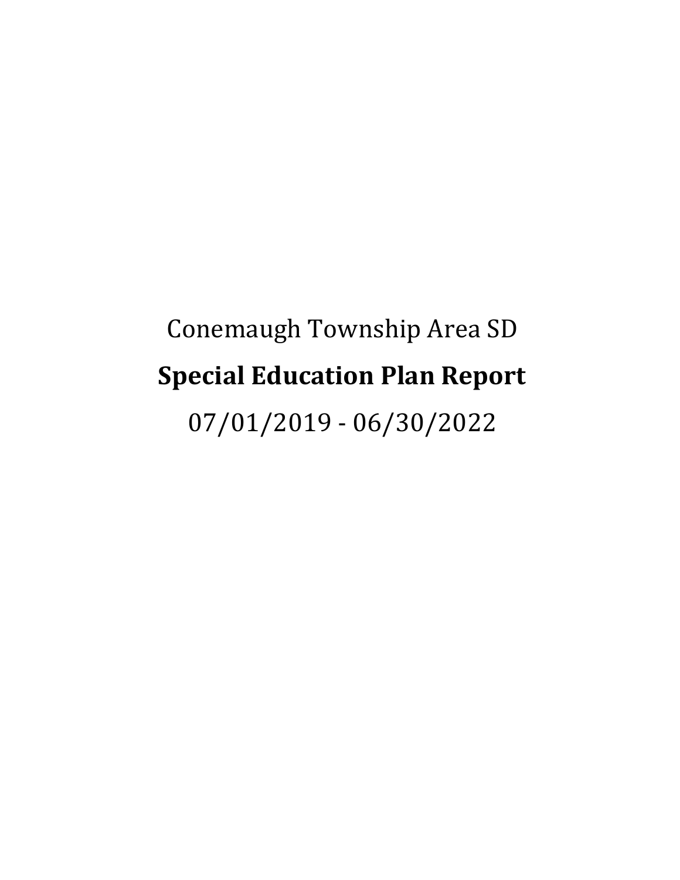Conemaugh Township Area SD

# Special Education Plan Report

07/01/2019 - 06/30/2022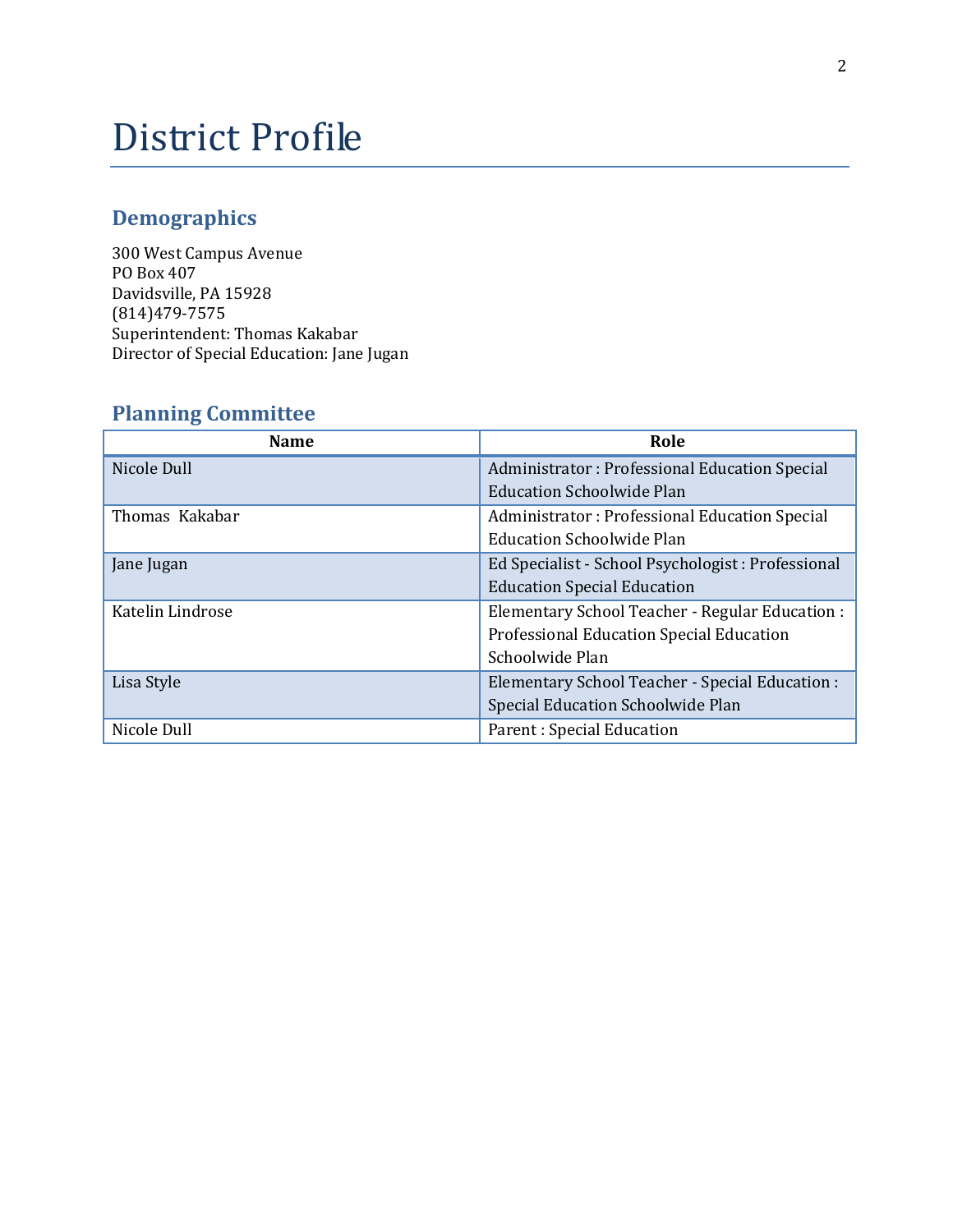# District Profile

## Demographics

300 West Campus Avenue
PO Box 407
Davidsville, PA 15928
(814)479-7575
Superintendent: Thomas Kakabar
Director of Special Education: Jane Jugan

## Planning Committee

| Name | Role |
|---|---|
| Nicole Dull | Administrator : Professional Education Special Education Schoolwide Plan |
| Thomas Kakabar | Administrator : Professional Education Special Education Schoolwide Plan |
| Jane Jugan | Ed Specialist - School Psychologist : Professional Education Special Education |
| Katelin Lindrose | Elementary School Teacher - Regular Education : Professional Education Special Education Schoolwide Plan |
| Lisa Style | Elementary School Teacher - Special Education : Special Education Schoolwide Plan |
| Nicole Dull | Parent : Special Education |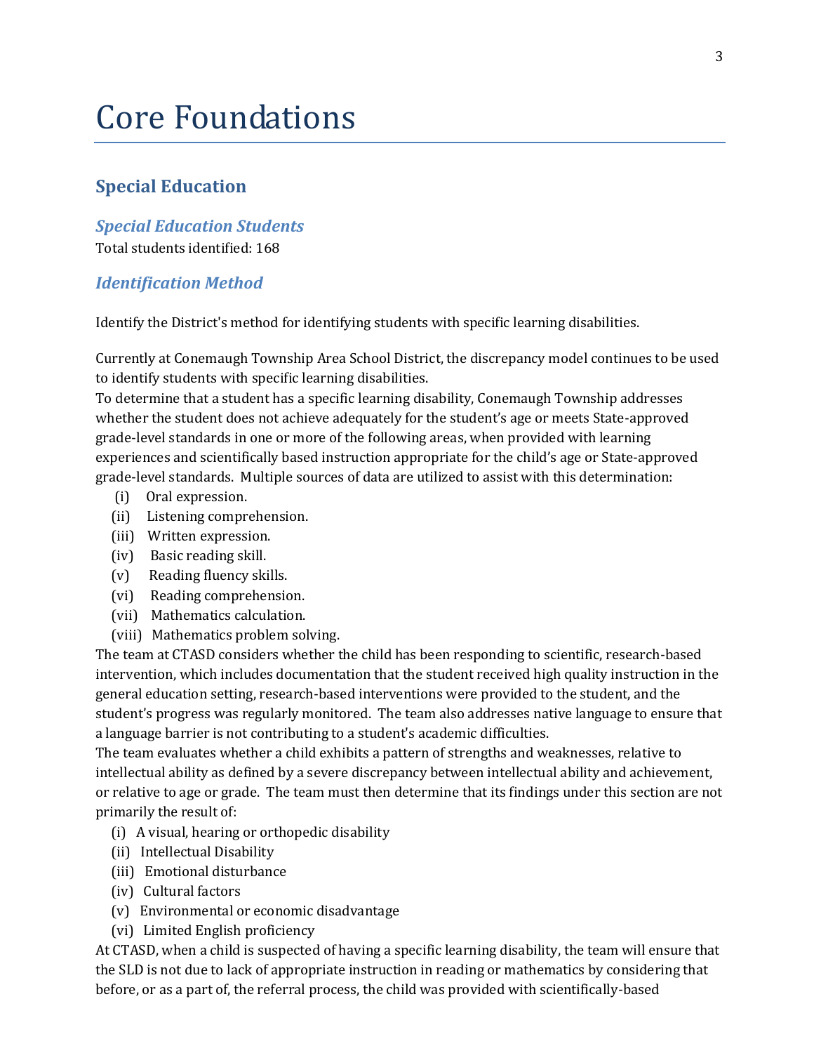# Core Foundations

## Special Education

### *Special Education Students*

Total students identified: 168

### *Identification Method*

Identify the District's method for identifying students with specific learning disabilities.

Currently at Conemaugh Township Area School District, the discrepancy model continues to be used to identify students with specific learning disabilities.
To determine that a student has a specific learning disability, Conemaugh Township addresses whether the student does not achieve adequately for the student's age or meets State-approved grade-level standards in one or more of the following areas, when provided with learning experiences and scientifically based instruction appropriate for the child's age or State-approved grade-level standards. Multiple sources of data are utilized to assist with this determination:

- (i) Oral expression.
- (ii) Listening comprehension.
- (iii) Written expression.
- (iv) Basic reading skill.
- (v) Reading fluency skills.
- (vi) Reading comprehension.
- (vii) Mathematics calculation.
- (viii) Mathematics problem solving.

The team at CTASD considers whether the child has been responding to scientific, research-based intervention, which includes documentation that the student received high quality instruction in the general education setting, research-based interventions were provided to the student, and the student's progress was regularly monitored. The team also addresses native language to ensure that a language barrier is not contributing to a student's academic difficulties.
The team evaluates whether a child exhibits a pattern of strengths and weaknesses, relative to intellectual ability as defined by a severe discrepancy between intellectual ability and achievement, or relative to age or grade. The team must then determine that its findings under this section are not primarily the result of:

- (i) A visual, hearing or orthopedic disability
- (ii) Intellectual Disability
- (iii) Emotional disturbance
- (iv) Cultural factors
- (v) Environmental or economic disadvantage
- (vi) Limited English proficiency

At CTASD, when a child is suspected of having a specific learning disability, the team will ensure that the SLD is not due to lack of appropriate instruction in reading or mathematics by considering that before, or as a part of, the referral process, the child was provided with scientifically-based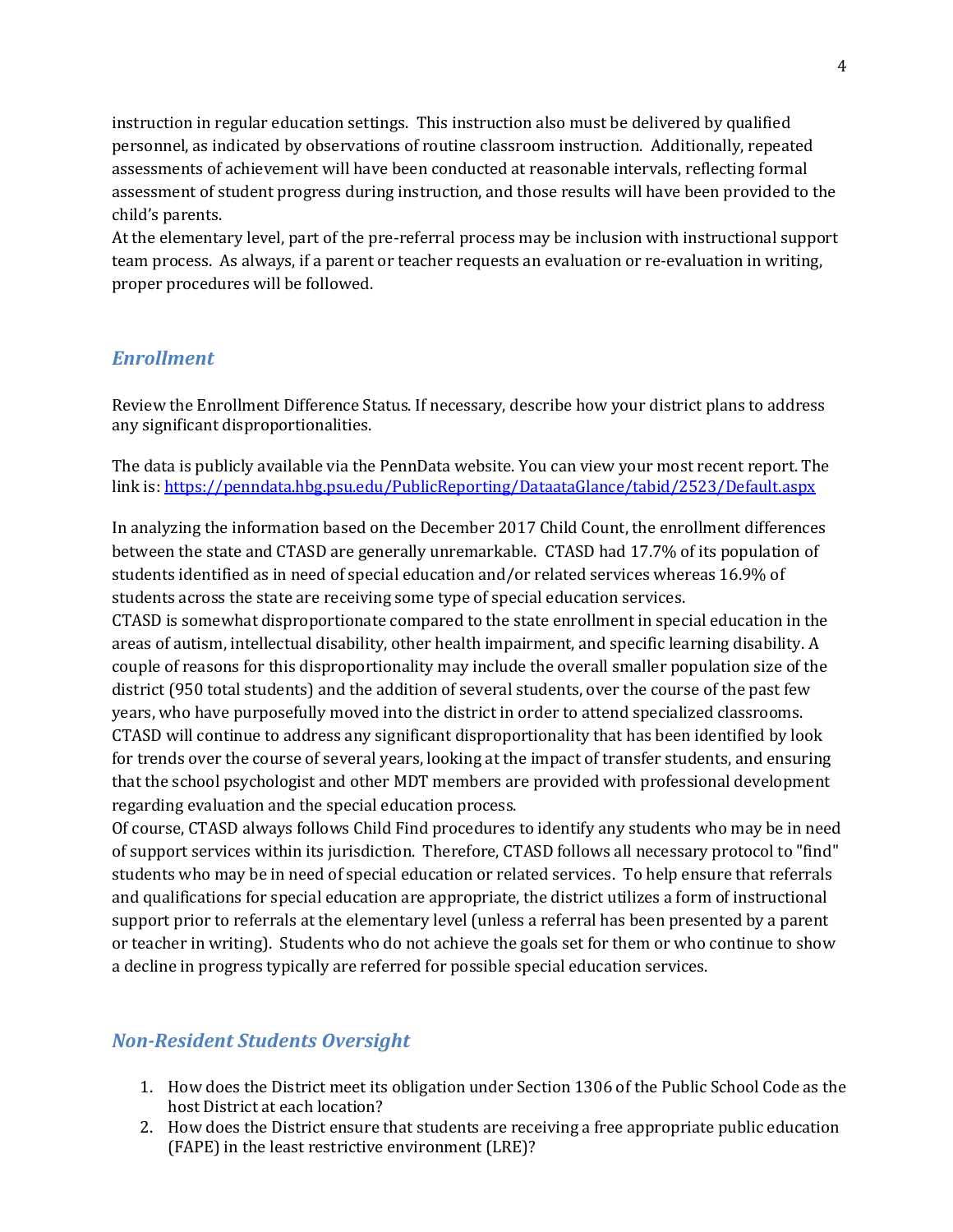instruction in regular education settings. This instruction also must be delivered by qualified personnel, as indicated by observations of routine classroom instruction. Additionally, repeated assessments of achievement will have been conducted at reasonable intervals, reflecting formal assessment of student progress during instruction, and those results will have been provided to the child's parents.

At the elementary level, part of the pre-referral process may be inclusion with instructional support team process. As always, if a parent or teacher requests an evaluation or re-evaluation in writing, proper procedures will be followed.

## *Enrollment*

Review the Enrollment Difference Status. If necessary, describe how your district plans to address any significant disproportionalities.

The data is publicly available via the PennData website. You can view your most recent report. The link is: [https://penndata.hbg.psu.edu/PublicReporting/DataataGlance/tabid/2523/Default.aspx](https://penndata.hbg.psu.edu/PublicReporting/DataataGlance/tabid/2523/Default.aspx)

In analyzing the information based on the December 2017 Child Count, the enrollment differences between the state and CTASD are generally unremarkable. CTASD had 17.7% of its population of students identified as in need of special education and/or related services whereas 16.9% of students across the state are receiving some type of special education services.

CTASD is somewhat disproportionate compared to the state enrollment in special education in the areas of autism, intellectual disability, other health impairment, and specific learning disability. A couple of reasons for this disproportionality may include the overall smaller population size of the district (950 total students) and the addition of several students, over the course of the past few years, who have purposefully moved into the district in order to attend specialized classrooms. CTASD will continue to address any significant disproportionality that has been identified by look for trends over the course of several years, looking at the impact of transfer students, and ensuring that the school psychologist and other MDT members are provided with professional development regarding evaluation and the special education process.

Of course, CTASD always follows Child Find procedures to identify any students who may be in need of support services within its jurisdiction. Therefore, CTASD follows all necessary protocol to "find" students who may be in need of special education or related services. To help ensure that referrals and qualifications for special education are appropriate, the district utilizes a form of instructional support prior to referrals at the elementary level (unless a referral has been presented by a parent or teacher in writing). Students who do not achieve the goals set for them or who continue to show a decline in progress typically are referred for possible special education services.

## *Non-Resident Students Oversight*

1. How does the District meet its obligation under Section 1306 of the Public School Code as the host District at each location?
2. How does the District ensure that students are receiving a free appropriate public education (FAPE) in the least restrictive environment (LRE)?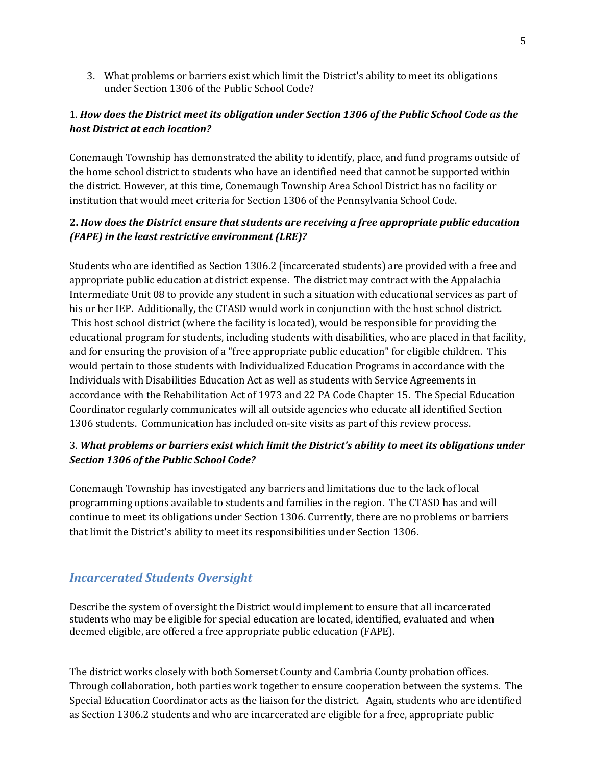3. What problems or barriers exist which limit the District's ability to meet its obligations under Section 1306 of the Public School Code?

1. ***How does the District meet its obligation under Section 1306 of the Public School Code as the host District at each location?***

Conemaugh Township has demonstrated the ability to identify, place, and fund programs outside of the home school district to students who have an identified need that cannot be supported within the district. However, at this time, Conemaugh Township Area School District has no facility or institution that would meet criteria for Section 1306 of the Pennsylvania School Code.

**2.** ***How does the District ensure that students are receiving a free appropriate public education (FAPE) in the least restrictive environment (LRE)?***

Students who are identified as Section 1306.2 (incarcerated students) are provided with a free and appropriate public education at district expense. The district may contract with the Appalachia Intermediate Unit 08 to provide any student in such a situation with educational services as part of his or her IEP. Additionally, the CTASD would work in conjunction with the host school district. This host school district (where the facility is located), would be responsible for providing the educational program for students, including students with disabilities, who are placed in that facility, and for ensuring the provision of a "free appropriate public education" for eligible children. This would pertain to those students with Individualized Education Programs in accordance with the Individuals with Disabilities Education Act as well as students with Service Agreements in accordance with the Rehabilitation Act of 1973 and 22 PA Code Chapter 15. The Special Education Coordinator regularly communicates will all outside agencies who educate all identified Section 1306 students. Communication has included on-site visits as part of this review process.

3. ***What problems or barriers exist which limit the District's ability to meet its obligations under Section 1306 of the Public School Code?***

Conemaugh Township has investigated any barriers and limitations due to the lack of local programming options available to students and families in the region. The CTASD has and will continue to meet its obligations under Section 1306. Currently, there are no problems or barriers that limit the District's ability to meet its responsibilities under Section 1306.

## *Incarcerated Students Oversight*

Describe the system of oversight the District would implement to ensure that all incarcerated students who may be eligible for special education are located, identified, evaluated and when deemed eligible, are offered a free appropriate public education (FAPE).

The district works closely with both Somerset County and Cambria County probation offices. Through collaboration, both parties work together to ensure cooperation between the systems. The Special Education Coordinator acts as the liaison for the district. Again, students who are identified as Section 1306.2 students and who are incarcerated are eligible for a free, appropriate public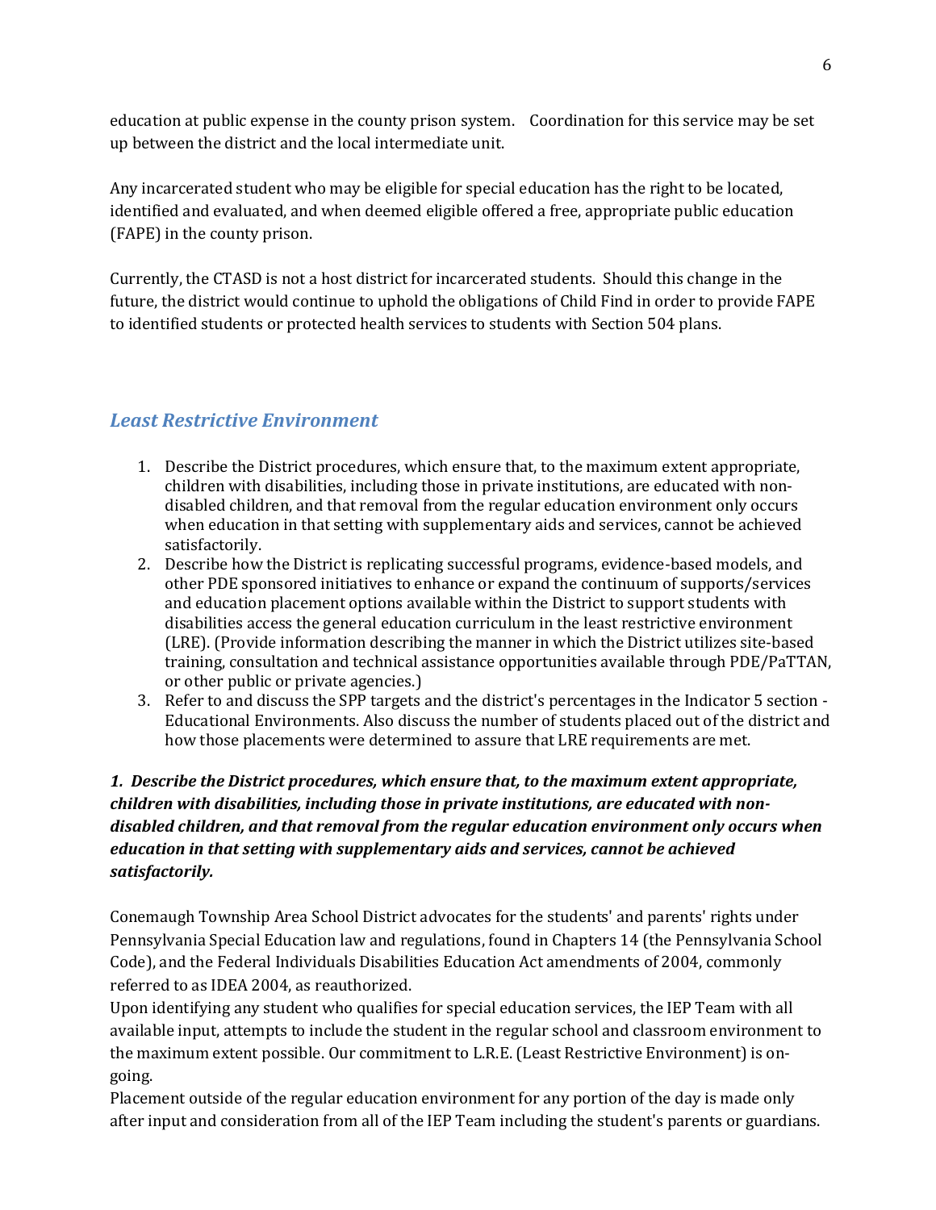education at public expense in the county prison system. Coordination for this service may be set up between the district and the local intermediate unit.

Any incarcerated student who may be eligible for special education has the right to be located, identified and evaluated, and when deemed eligible offered a free, appropriate public education (FAPE) in the county prison.

Currently, the CTASD is not a host district for incarcerated students. Should this change in the future, the district would continue to uphold the obligations of Child Find in order to provide FAPE to identified students or protected health services to students with Section 504 plans.

## *Least Restrictive Environment*

1. Describe the District procedures, which ensure that, to the maximum extent appropriate, children with disabilities, including those in private institutions, are educated with non-disabled children, and that removal from the regular education environment only occurs when education in that setting with supplementary aids and services, cannot be achieved satisfactorily.
2. Describe how the District is replicating successful programs, evidence-based models, and other PDE sponsored initiatives to enhance or expand the continuum of supports/services and education placement options available within the District to support students with disabilities access the general education curriculum in the least restrictive environment (LRE). (Provide information describing the manner in which the District utilizes site-based training, consultation and technical assistance opportunities available through PDE/PaTTAN, or other public or private agencies.)
3. Refer to and discuss the SPP targets and the district's percentages in the Indicator 5 section - Educational Environments. Also discuss the number of students placed out of the district and how those placements were determined to assure that LRE requirements are met.

***1. Describe the District procedures, which ensure that, to the maximum extent appropriate, children with disabilities, including those in private institutions, are educated with non-disabled children, and that removal from the regular education environment only occurs when education in that setting with supplementary aids and services, cannot be achieved satisfactorily.***

Conemaugh Township Area School District advocates for the students' and parents' rights under Pennsylvania Special Education law and regulations, found in Chapters 14 (the Pennsylvania School Code), and the Federal Individuals Disabilities Education Act amendments of 2004, commonly referred to as IDEA 2004, as reauthorized.

Upon identifying any student who qualifies for special education services, the IEP Team with all available input, attempts to include the student in the regular school and classroom environment to the maximum extent possible. Our commitment to L.R.E. (Least Restrictive Environment) is on-going.

Placement outside of the regular education environment for any portion of the day is made only after input and consideration from all of the IEP Team including the student's parents or guardians.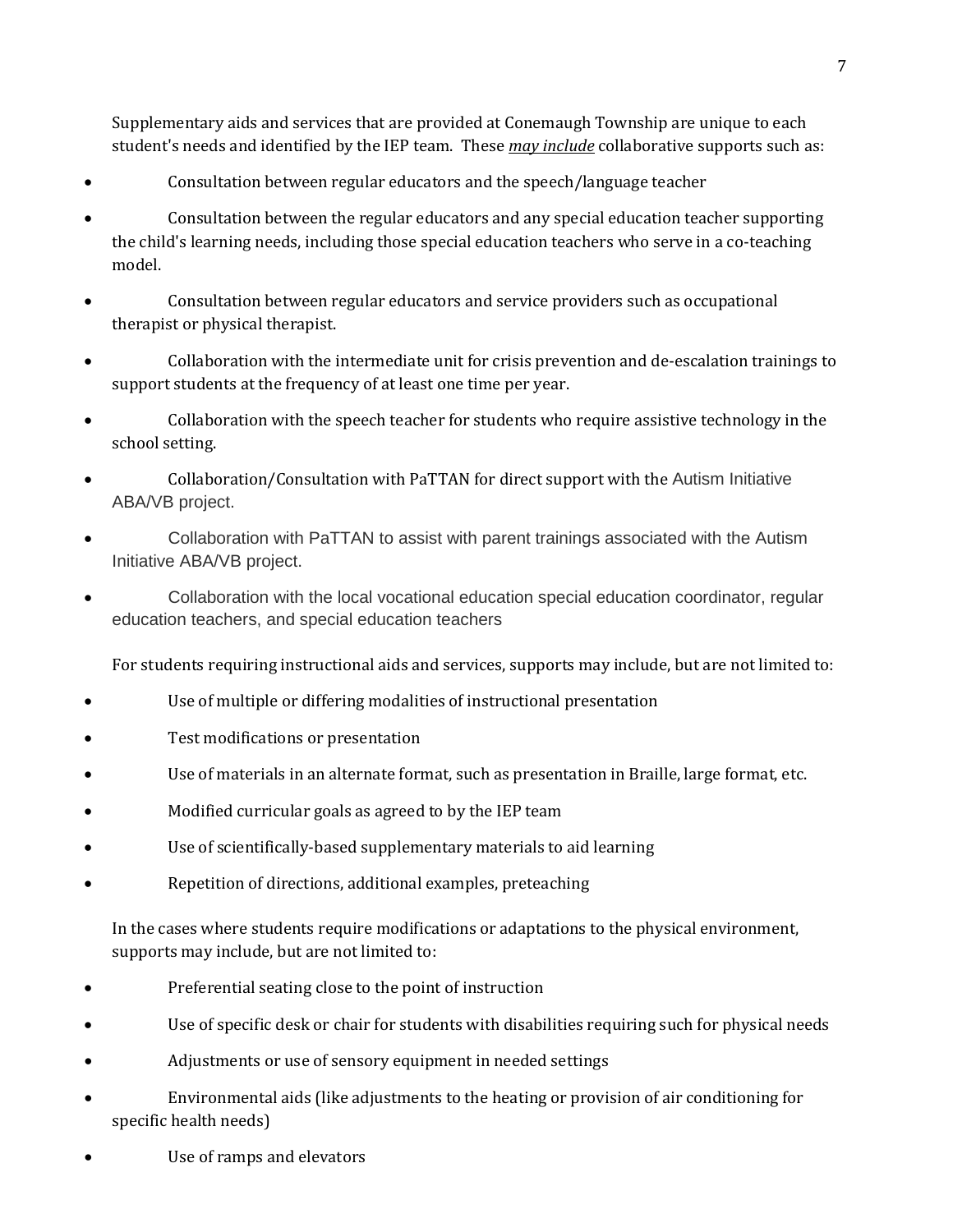Supplementary aids and services that are provided at Conemaugh Township are unique to each student's needs and identified by the IEP team. These ***may include*** collaborative supports such as:

- Consultation between regular educators and the speech/language teacher
- Consultation between the regular educators and any special education teacher supporting the child's learning needs, including those special education teachers who serve in a co-teaching model.
- Consultation between regular educators and service providers such as occupational therapist or physical therapist.
- Collaboration with the intermediate unit for crisis prevention and de-escalation trainings to support students at the frequency of at least one time per year.
- Collaboration with the speech teacher for students who require assistive technology in the school setting.
- Collaboration/Consultation with PaTTAN for direct support with the Autism Initiative ABA/VB project.
- Collaboration with PaTTAN to assist with parent trainings associated with the Autism Initiative ABA/VB project.
- Collaboration with the local vocational education special education coordinator, regular education teachers, and special education teachers

For students requiring instructional aids and services, supports may include, but are not limited to:

- Use of multiple or differing modalities of instructional presentation
- Test modifications or presentation
- Use of materials in an alternate format, such as presentation in Braille, large format, etc.
- Modified curricular goals as agreed to by the IEP team
- Use of scientifically-based supplementary materials to aid learning
- Repetition of directions, additional examples, preteaching

In the cases where students require modifications or adaptations to the physical environment, supports may include, but are not limited to:

- Preferential seating close to the point of instruction
- Use of specific desk or chair for students with disabilities requiring such for physical needs
- Adjustments or use of sensory equipment in needed settings
- Environmental aids (like adjustments to the heating or provision of air conditioning for specific health needs)
- Use of ramps and elevators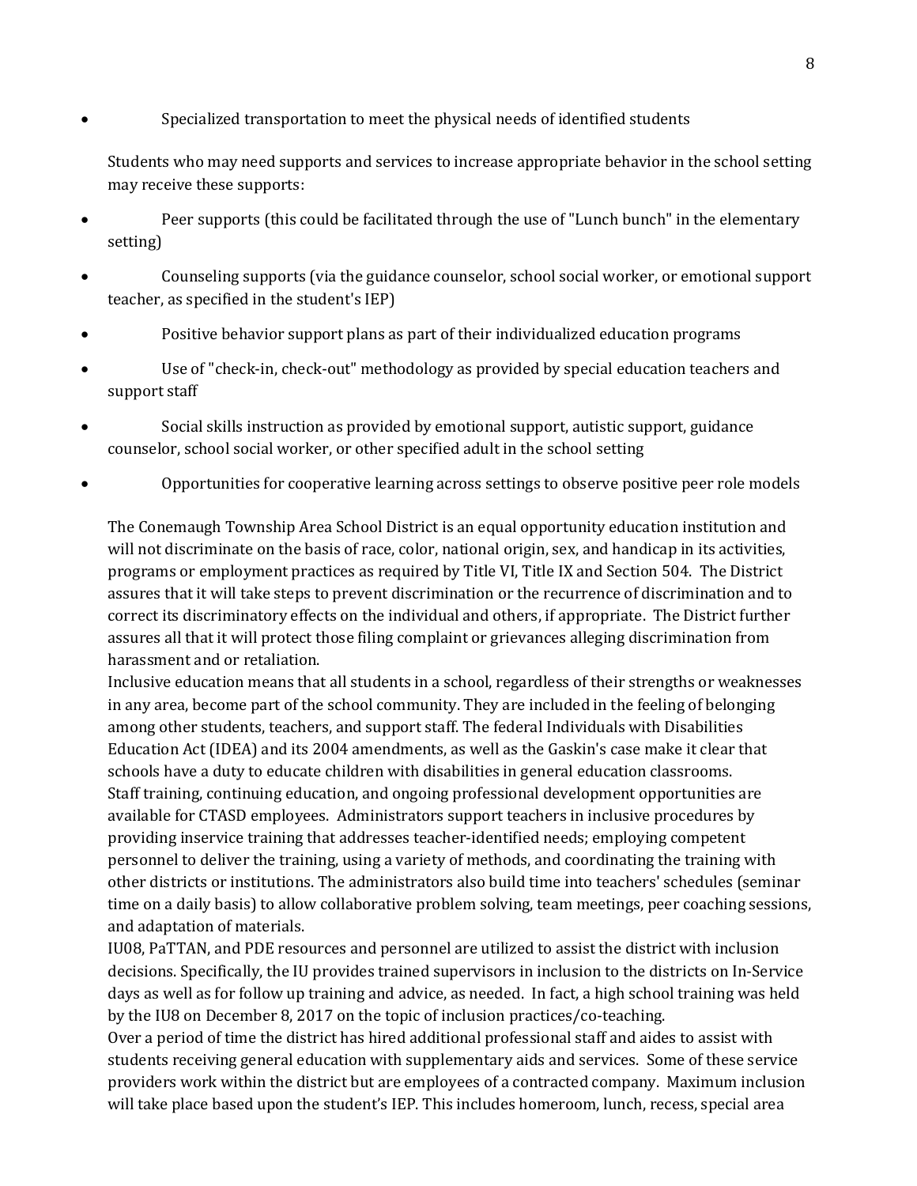- Specialized transportation to meet the physical needs of identified students

Students who may need supports and services to increase appropriate behavior in the school setting may receive these supports:

- Peer supports (this could be facilitated through the use of "Lunch bunch" in the elementary setting)
- Counseling supports (via the guidance counselor, school social worker, or emotional support teacher, as specified in the student's IEP)
- Positive behavior support plans as part of their individualized education programs
- Use of "check-in, check-out" methodology as provided by special education teachers and support staff
- Social skills instruction as provided by emotional support, autistic support, guidance counselor, school social worker, or other specified adult in the school setting
- Opportunities for cooperative learning across settings to observe positive peer role models

The Conemaugh Township Area School District is an equal opportunity education institution and will not discriminate on the basis of race, color, national origin, sex, and handicap in its activities, programs or employment practices as required by Title VI, Title IX and Section 504. The District assures that it will take steps to prevent discrimination or the recurrence of discrimination and to correct its discriminatory effects on the individual and others, if appropriate. The District further assures all that it will protect those filing complaint or grievances alleging discrimination from harassment and or retaliation.

Inclusive education means that all students in a school, regardless of their strengths or weaknesses in any area, become part of the school community. They are included in the feeling of belonging among other students, teachers, and support staff. The federal Individuals with Disabilities Education Act (IDEA) and its 2004 amendments, as well as the Gaskin's case make it clear that schools have a duty to educate children with disabilities in general education classrooms.

Staff training, continuing education, and ongoing professional development opportunities are available for CTASD employees. Administrators support teachers in inclusive procedures by providing inservice training that addresses teacher-identified needs; employing competent personnel to deliver the training, using a variety of methods, and coordinating the training with other districts or institutions. The administrators also build time into teachers' schedules (seminar time on a daily basis) to allow collaborative problem solving, team meetings, peer coaching sessions, and adaptation of materials.

IU08, PaTTAN, and PDE resources and personnel are utilized to assist the district with inclusion decisions. Specifically, the IU provides trained supervisors in inclusion to the districts on In-Service days as well as for follow up training and advice, as needed. In fact, a high school training was held by the IU8 on December 8, 2017 on the topic of inclusion practices/co-teaching.

Over a period of time the district has hired additional professional staff and aides to assist with students receiving general education with supplementary aids and services. Some of these service providers work within the district but are employees of a contracted company. Maximum inclusion will take place based upon the student's IEP. This includes homeroom, lunch, recess, special area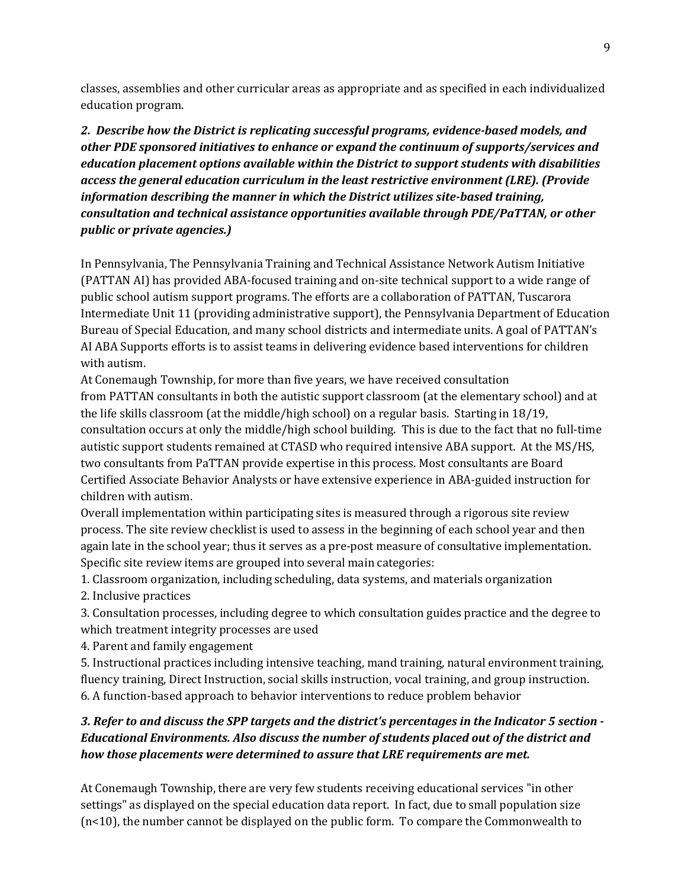classes, assemblies and other curricular areas as appropriate and as specified in each individualized education program.

***2. Describe how the District is replicating successful programs, evidence-based models, and other PDE sponsored initiatives to enhance or expand the continuum of supports/services and education placement options available within the District to support students with disabilities access the general education curriculum in the least restrictive environment (LRE). (Provide information describing the manner in which the District utilizes site-based training, consultation and technical assistance opportunities available through PDE/PaTTAN, or other public or private agencies.)***

In Pennsylvania, The Pennsylvania Training and Technical Assistance Network Autism Initiative (PATTAN AI) has provided ABA-focused training and on-site technical support to a wide range of public school autism support programs. The efforts are a collaboration of PATTAN, Tuscarora Intermediate Unit 11 (providing administrative support), the Pennsylvania Department of Education Bureau of Special Education, and many school districts and intermediate units. A goal of PATTAN's AI ABA Supports efforts is to assist teams in delivering evidence based interventions for children with autism.

At Conemaugh Township, for more than five years, we have received consultation from PATTAN consultants in both the autistic support classroom (at the elementary school) and at the life skills classroom (at the middle/high school) on a regular basis. Starting in 18/19, consultation occurs at only the middle/high school building. This is due to the fact that no full-time autistic support students remained at CTASD who required intensive ABA support. At the MS/HS, two consultants from PaTTAN provide expertise in this process. Most consultants are Board Certified Associate Behavior Analysts or have extensive experience in ABA-guided instruction for children with autism.

Overall implementation within participating sites is measured through a rigorous site review process. The site review checklist is used to assess in the beginning of each school year and then again late in the school year; thus it serves as a pre-post measure of consultative implementation. Specific site review items are grouped into several main categories:

1. Classroom organization, including scheduling, data systems, and materials organization
2. Inclusive practices
3. Consultation processes, including degree to which consultation guides practice and the degree to which treatment integrity processes are used
4. Parent and family engagement
5. Instructional practices including intensive teaching, mand training, natural environment training, fluency training, Direct Instruction, social skills instruction, vocal training, and group instruction.
6. A function-based approach to behavior interventions to reduce problem behavior

***3. Refer to and discuss the SPP targets and the district's percentages in the Indicator 5 section - Educational Environments. Also discuss the number of students placed out of the district and how those placements were determined to assure that LRE requirements are met.***

At Conemaugh Township, there are very few students receiving educational services "in other settings" as displayed on the special education data report. In fact, due to small population size (n<10), the number cannot be displayed on the public form. To compare the Commonwealth to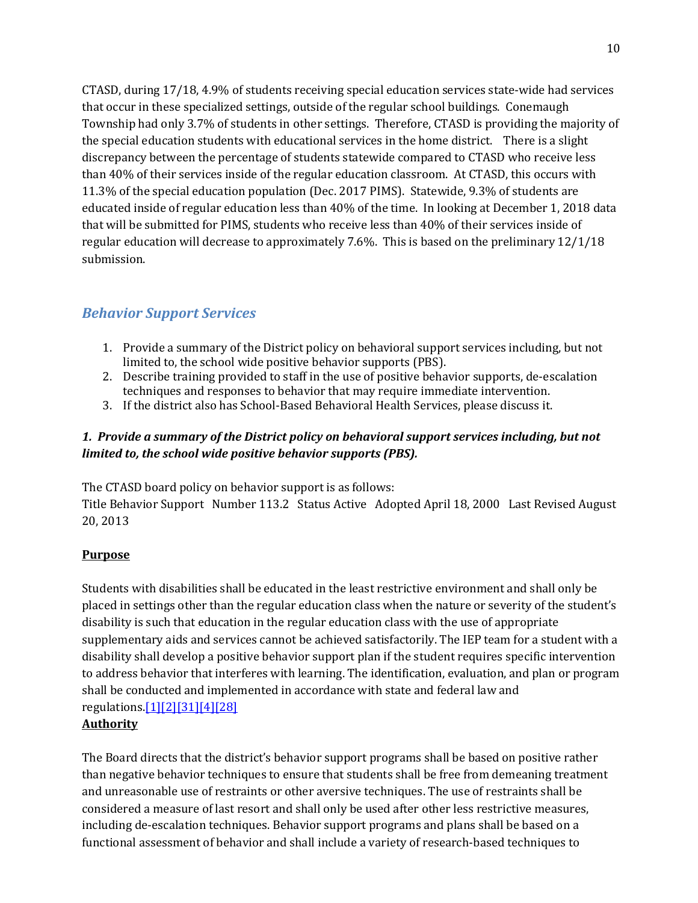CTASD, during 17/18, 4.9% of students receiving special education services state-wide had services that occur in these specialized settings, outside of the regular school buildings. Conemaugh Township had only 3.7% of students in other settings. Therefore, CTASD is providing the majority of the special education students with educational services in the home district. There is a slight discrepancy between the percentage of students statewide compared to CTASD who receive less than 40% of their services inside of the regular education classroom. At CTASD, this occurs with 11.3% of the special education population (Dec. 2017 PIMS). Statewide, 9.3% of students are educated inside of regular education less than 40% of the time. In looking at December 1, 2018 data that will be submitted for PIMS, students who receive less than 40% of their services inside of regular education will decrease to approximately 7.6%. This is based on the preliminary 12/1/18 submission.

## *Behavior Support Services*

1. Provide a summary of the District policy on behavioral support services including, but not limited to, the school wide positive behavior supports (PBS).
2. Describe training provided to staff in the use of positive behavior supports, de-escalation techniques and responses to behavior that may require immediate intervention.
3. If the district also has School-Based Behavioral Health Services, please discuss it.

***1. Provide a summary of the District policy on behavioral support services including, but not limited to, the school wide positive behavior supports (PBS).***

The CTASD board policy on behavior support is as follows:
Title Behavior Support Number 113.2 Status Active Adopted April 18, 2000 Last Revised August 20, 2013

**Purpose**

Students with disabilities shall be educated in the least restrictive environment and shall only be placed in settings other than the regular education class when the nature or severity of the student's disability is such that education in the regular education class with the use of appropriate supplementary aids and services cannot be achieved satisfactorily. The IEP team for a student with a disability shall develop a positive behavior support plan if the student requires specific intervention to address behavior that interferes with learning. The identification, evaluation, and plan or program shall be conducted and implemented in accordance with state and federal law and regulations.[1][2][31][4][28]

**Authority**

The Board directs that the district's behavior support programs shall be based on positive rather than negative behavior techniques to ensure that students shall be free from demeaning treatment and unreasonable use of restraints or other aversive techniques. The use of restraints shall be considered a measure of last resort and shall only be used after other less restrictive measures, including de-escalation techniques. Behavior support programs and plans shall be based on a functional assessment of behavior and shall include a variety of research-based techniques to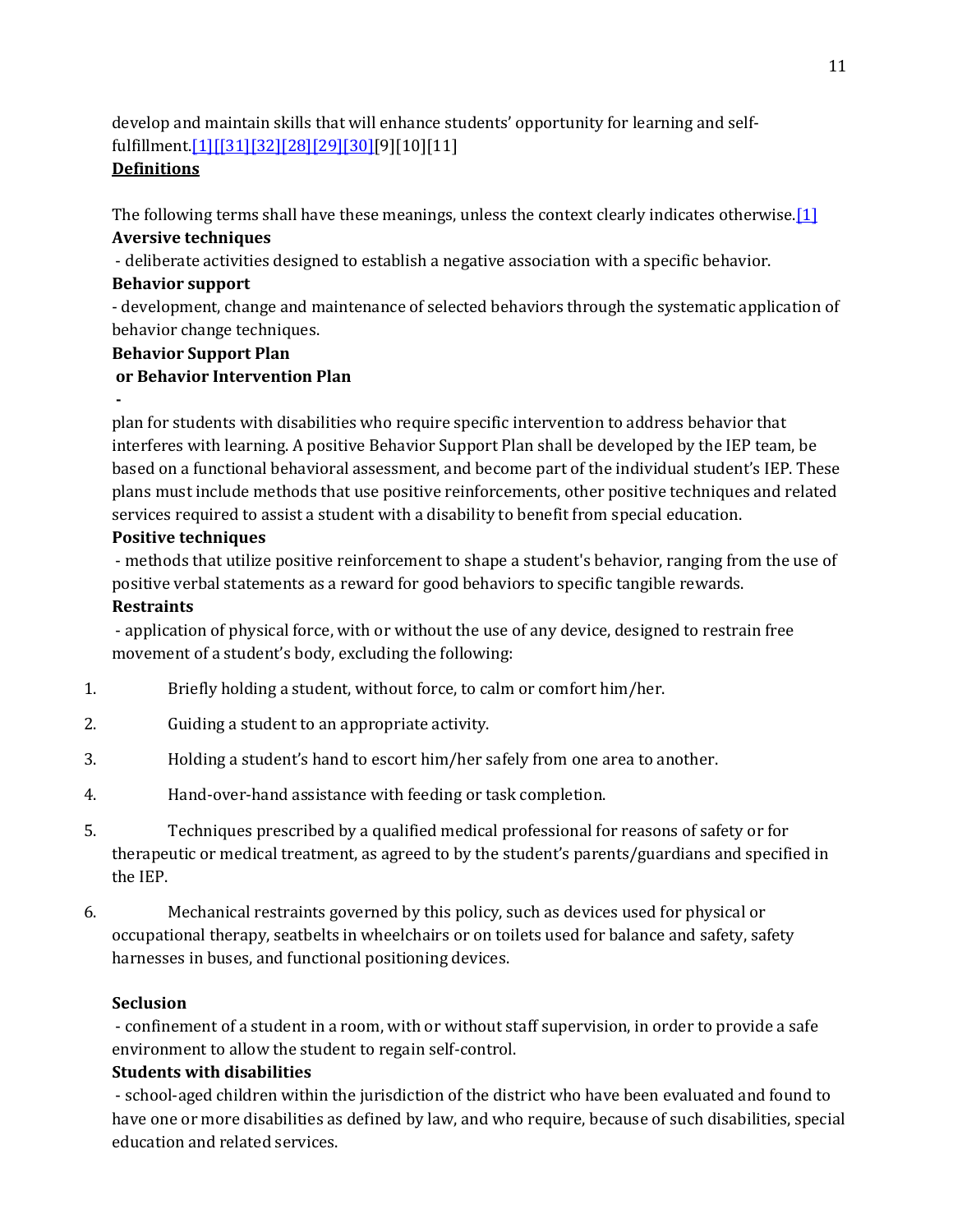develop and maintain skills that will enhance students' opportunity for learning and self-fulfillment.[1][[31][32][28][29][30][9][10][11]

**Definitions**

The following terms shall have these meanings, unless the context clearly indicates otherwise.[1]

**Aversive techniques**

- deliberate activities designed to establish a negative association with a specific behavior.

**Behavior support**

- development, change and maintenance of selected behaviors through the systematic application of behavior change techniques.

**Behavior Support Plan**
**or Behavior Intervention Plan**

**-**

plan for students with disabilities who require specific intervention to address behavior that interferes with learning. A positive Behavior Support Plan shall be developed by the IEP team, be based on a functional behavioral assessment, and become part of the individual student's IEP. These plans must include methods that use positive reinforcements, other positive techniques and related services required to assist a student with a disability to benefit from special education.

**Positive techniques**

- methods that utilize positive reinforcement to shape a student's behavior, ranging from the use of positive verbal statements as a reward for good behaviors to specific tangible rewards.

**Restraints**

- application of physical force, with or without the use of any device, designed to restrain free movement of a student's body, excluding the following:

1. Briefly holding a student, without force, to calm or comfort him/her.
2. Guiding a student to an appropriate activity.
3. Holding a student's hand to escort him/her safely from one area to another.
4. Hand-over-hand assistance with feeding or task completion.
5. Techniques prescribed by a qualified medical professional for reasons of safety or for therapeutic or medical treatment, as agreed to by the student's parents/guardians and specified in the IEP.
6. Mechanical restraints governed by this policy, such as devices used for physical or occupational therapy, seatbelts in wheelchairs or on toilets used for balance and safety, safety harnesses in buses, and functional positioning devices.

**Seclusion**

- confinement of a student in a room, with or without staff supervision, in order to provide a safe environment to allow the student to regain self-control.

**Students with disabilities**

- school-aged children within the jurisdiction of the district who have been evaluated and found to have one or more disabilities as defined by law, and who require, because of such disabilities, special education and related services.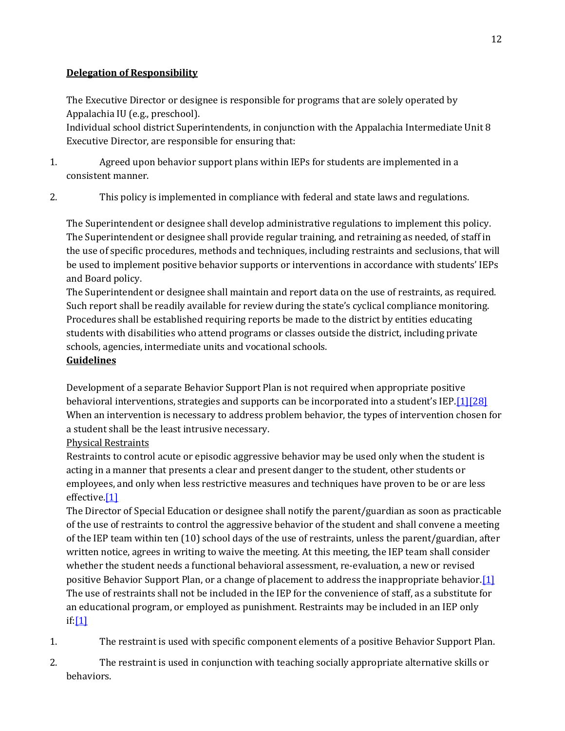**Delegation of Responsibility**

The Executive Director or designee is responsible for programs that are solely operated by Appalachia IU (e.g., preschool).

Individual school district Superintendents, in conjunction with the Appalachia Intermediate Unit 8 Executive Director, are responsible for ensuring that:

1. Agreed upon behavior support plans within IEPs for students are implemented in a consistent manner.
2. This policy is implemented in compliance with federal and state laws and regulations.

The Superintendent or designee shall develop administrative regulations to implement this policy. The Superintendent or designee shall provide regular training, and retraining as needed, of staff in the use of specific procedures, methods and techniques, including restraints and seclusions, that will be used to implement positive behavior supports or interventions in accordance with students' IEPs and Board policy.

The Superintendent or designee shall maintain and report data on the use of restraints, as required. Such report shall be readily available for review during the state's cyclical compliance monitoring. Procedures shall be established requiring reports be made to the district by entities educating students with disabilities who attend programs or classes outside the district, including private schools, agencies, intermediate units and vocational schools.

**Guidelines**

Development of a separate Behavior Support Plan is not required when appropriate positive behavioral interventions, strategies and supports can be incorporated into a student's IEP.[1][28]

When an intervention is necessary to address problem behavior, the types of intervention chosen for a student shall be the least intrusive necessary.

Physical Restraints

Restraints to control acute or episodic aggressive behavior may be used only when the student is acting in a manner that presents a clear and present danger to the student, other students or employees, and only when less restrictive measures and techniques have proven to be or are less effective.[1]

The Director of Special Education or designee shall notify the parent/guardian as soon as practicable of the use of restraints to control the aggressive behavior of the student and shall convene a meeting of the IEP team within ten (10) school days of the use of restraints, unless the parent/guardian, after written notice, agrees in writing to waive the meeting. At this meeting, the IEP team shall consider whether the student needs a functional behavioral assessment, re-evaluation, a new or revised positive Behavior Support Plan, or a change of placement to address the inappropriate behavior.[1]

The use of restraints shall not be included in the IEP for the convenience of staff, as a substitute for an educational program, or employed as punishment. Restraints may be included in an IEP only if:[1]

1. The restraint is used with specific component elements of a positive Behavior Support Plan.
2. The restraint is used in conjunction with teaching socially appropriate alternative skills or behaviors.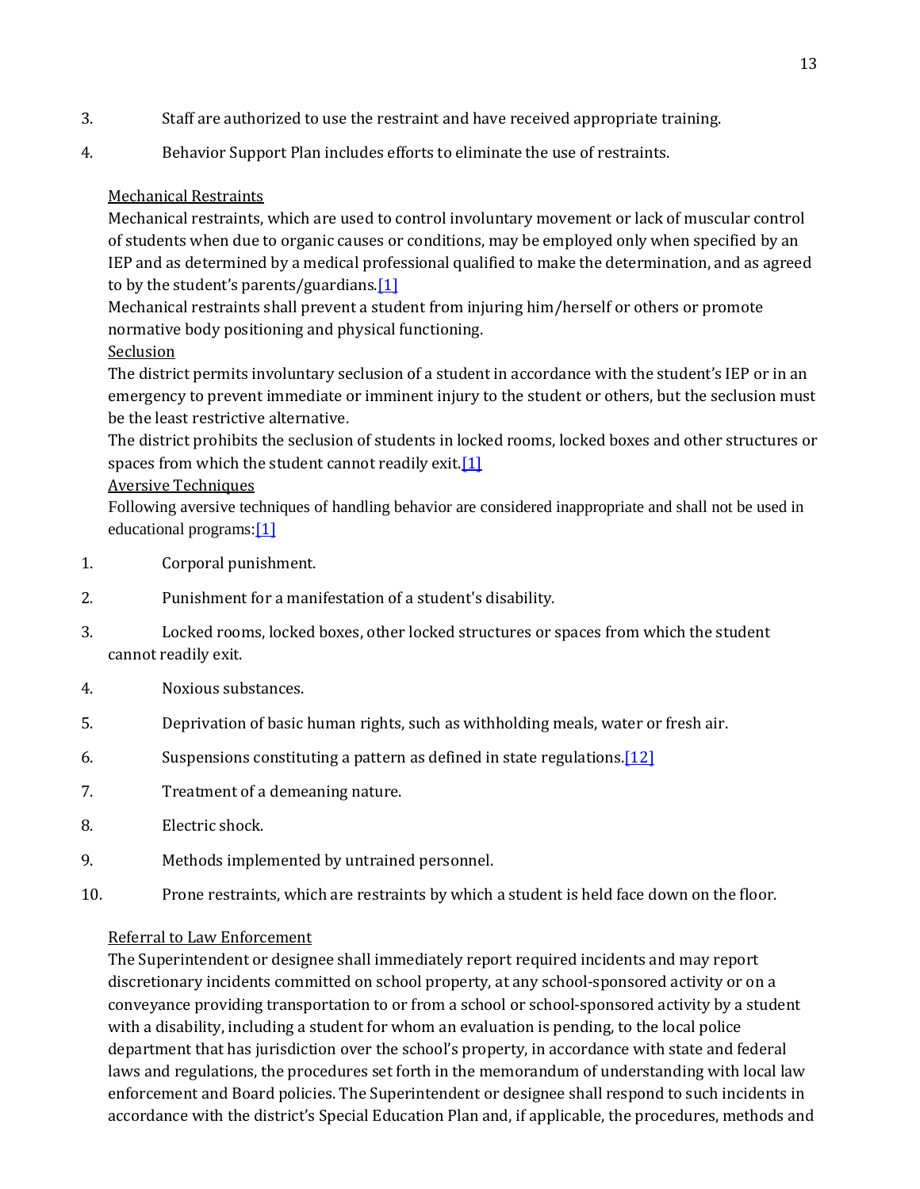3. Staff are authorized to use the restraint and have received appropriate training.

4. Behavior Support Plan includes efforts to eliminate the use of restraints.

Mechanical Restraints

Mechanical restraints, which are used to control involuntary movement or lack of muscular control of students when due to organic causes or conditions, may be employed only when specified by an IEP and as determined by a medical professional qualified to make the determination, and as agreed to by the student's parents/guardians.[1]

Mechanical restraints shall prevent a student from injuring him/herself or others or promote normative body positioning and physical functioning.

Seclusion

The district permits involuntary seclusion of a student in accordance with the student's IEP or in an emergency to prevent immediate or imminent injury to the student or others, but the seclusion must be the least restrictive alternative.

The district prohibits the seclusion of students in locked rooms, locked boxes and other structures or spaces from which the student cannot readily exit.[1]

Aversive Techniques

Following aversive techniques of handling behavior are considered inappropriate and shall not be used in educational programs:[1]

1. Corporal punishment.

2. Punishment for a manifestation of a student's disability.

3. Locked rooms, locked boxes, other locked structures or spaces from which the student cannot readily exit.

4. Noxious substances.

5. Deprivation of basic human rights, such as withholding meals, water or fresh air.

6. Suspensions constituting a pattern as defined in state regulations.[12]

7. Treatment of a demeaning nature.

8. Electric shock.

9. Methods implemented by untrained personnel.

10. Prone restraints, which are restraints by which a student is held face down on the floor.

Referral to Law Enforcement

The Superintendent or designee shall immediately report required incidents and may report discretionary incidents committed on school property, at any school-sponsored activity or on a conveyance providing transportation to or from a school or school-sponsored activity by a student with a disability, including a student for whom an evaluation is pending, to the local police department that has jurisdiction over the school's property, in accordance with state and federal laws and regulations, the procedures set forth in the memorandum of understanding with local law enforcement and Board policies. The Superintendent or designee shall respond to such incidents in accordance with the district's Special Education Plan and, if applicable, the procedures, methods and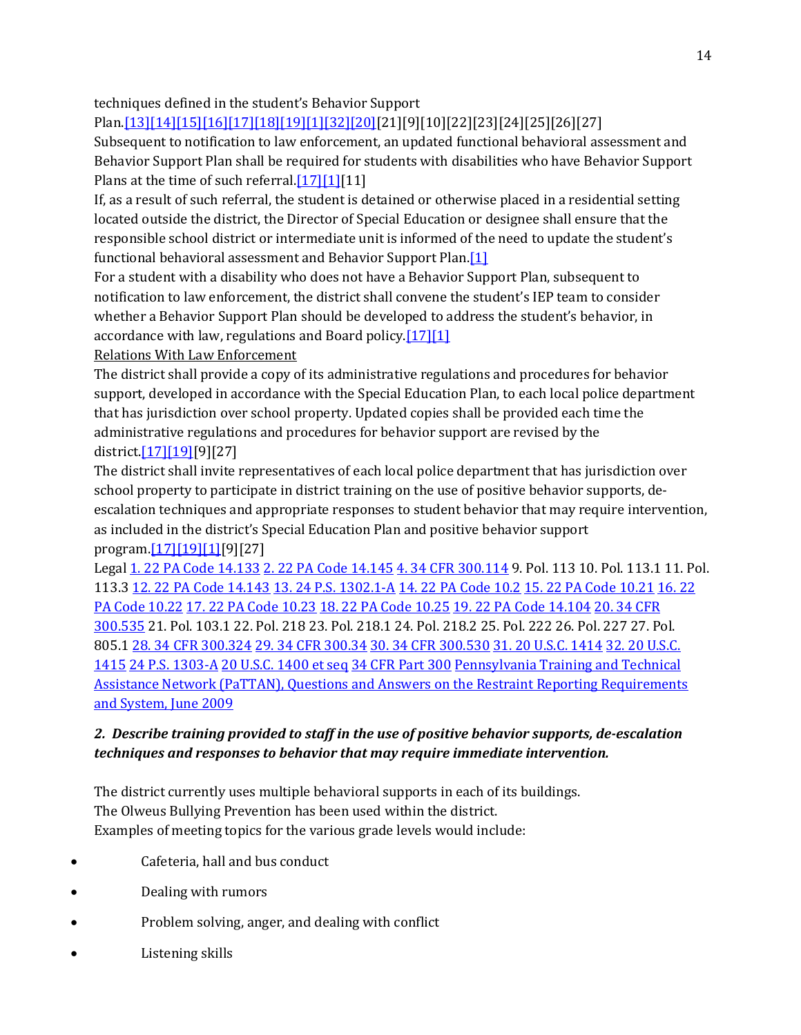techniques defined in the student's Behavior Support Plan.[13][14][15][16][17][18][19][1][32][20][21][9][10][22][23][24][25][26][27]

Subsequent to notification to law enforcement, an updated functional behavioral assessment and Behavior Support Plan shall be required for students with disabilities who have Behavior Support Plans at the time of such referral.[17][1][11]

If, as a result of such referral, the student is detained or otherwise placed in a residential setting located outside the district, the Director of Special Education or designee shall ensure that the responsible school district or intermediate unit is informed of the need to update the student's functional behavioral assessment and Behavior Support Plan.[1]

For a student with a disability who does not have a Behavior Support Plan, subsequent to notification to law enforcement, the district shall convene the student's IEP team to consider whether a Behavior Support Plan should be developed to address the student's behavior, in accordance with law, regulations and Board policy.[17][1]

<u>Relations With Law Enforcement</u>

The district shall provide a copy of its administrative regulations and procedures for behavior support, developed in accordance with the Special Education Plan, to each local police department that has jurisdiction over school property. Updated copies shall be provided each time the administrative regulations and procedures for behavior support are revised by the district.[17][19][9][27]

The district shall invite representatives of each local police department that has jurisdiction over school property to participate in district training on the use of positive behavior supports, de-escalation techniques and appropriate responses to student behavior that may require intervention, as included in the district's Special Education Plan and positive behavior support program.[17][19][1][9][27]

Legal 1. 22 PA Code 14.133 2. 22 PA Code 14.145 4. 34 CFR 300.114 9. Pol. 113 10. Pol. 113.1 11. Pol. 113.3 12. 22 PA Code 14.143 13. 24 P.S. 1302.1-A 14. 22 PA Code 10.2 15. 22 PA Code 10.21 16. 22 PA Code 10.22 17. 22 PA Code 10.23 18. 22 PA Code 10.25 19. 22 PA Code 14.104 20. 34 CFR 300.535 21. Pol. 103.1 22. Pol. 218 23. Pol. 218.1 24. Pol. 218.2 25. Pol. 222 26. Pol. 227 27. Pol. 805.1 28. 34 CFR 300.324 29. 34 CFR 300.34 30. 34 CFR 300.530 31. 20 U.S.C. 1414 32. 20 U.S.C. 1415 24 P.S. 1303-A 20 U.S.C. 1400 et seq 34 CFR Part 300 Pennsylvania Training and Technical Assistance Network (PaTTAN), Questions and Answers on the Restraint Reporting Requirements and System, June 2009

***2. Describe training provided to staff in the use of positive behavior supports, de-escalation techniques and responses to behavior that may require immediate intervention.***

The district currently uses multiple behavioral supports in each of its buildings.
The Olweus Bullying Prevention has been used within the district.
Examples of meeting topics for the various grade levels would include:

- Cafeteria, hall and bus conduct
- Dealing with rumors
- Problem solving, anger, and dealing with conflict
- Listening skills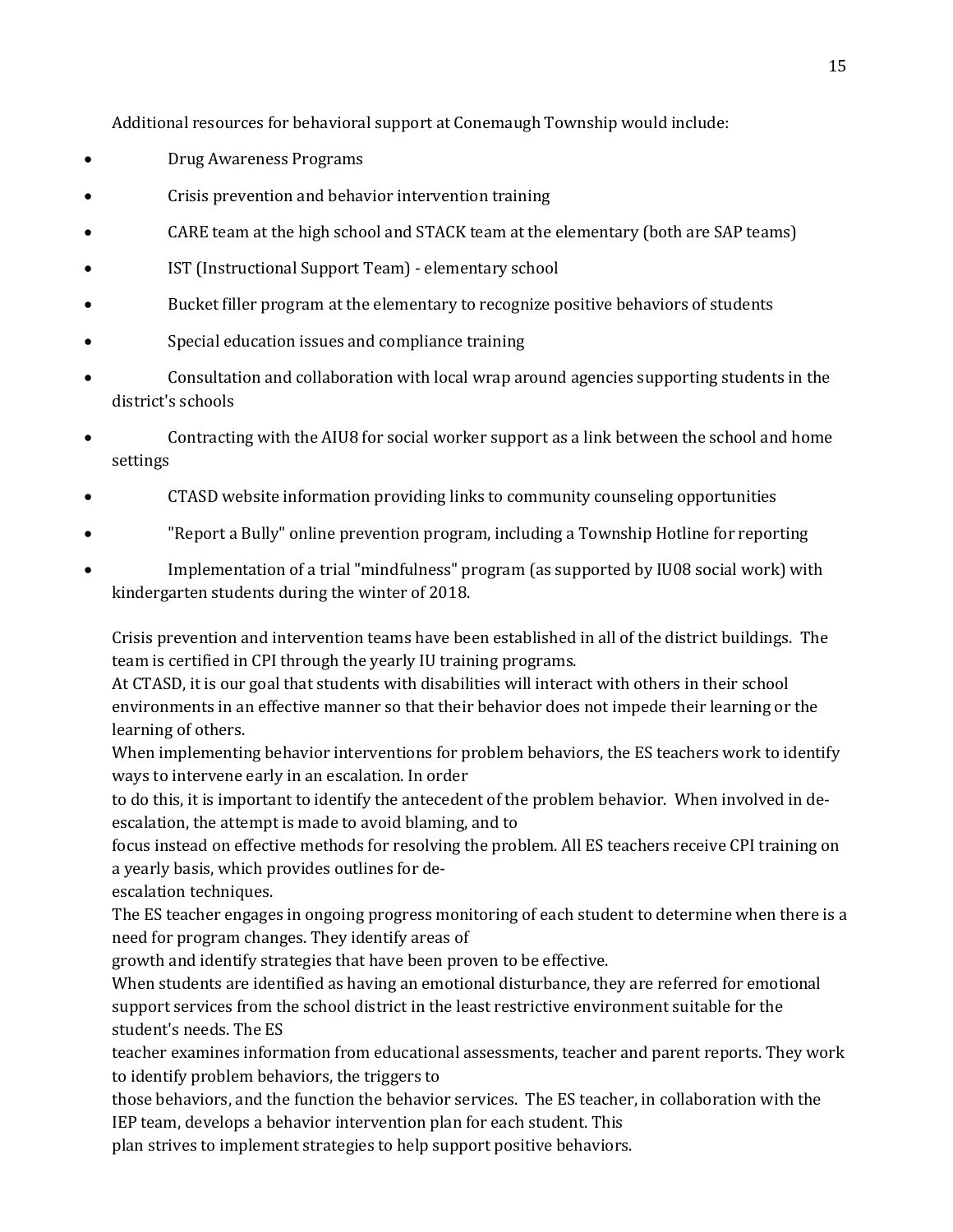Additional resources for behavioral support at Conemaugh Township would include:

- Drug Awareness Programs
- Crisis prevention and behavior intervention training
- CARE team at the high school and STACK team at the elementary (both are SAP teams)
- IST (Instructional Support Team) - elementary school
- Bucket filler program at the elementary to recognize positive behaviors of students
- Special education issues and compliance training
- Consultation and collaboration with local wrap around agencies supporting students in the district's schools
- Contracting with the AIU8 for social worker support as a link between the school and home settings
- CTASD website information providing links to community counseling opportunities
- "Report a Bully" online prevention program, including a Township Hotline for reporting
- Implementation of a trial "mindfulness" program (as supported by IU08 social work) with kindergarten students during the winter of 2018.

Crisis prevention and intervention teams have been established in all of the district buildings. The team is certified in CPI through the yearly IU training programs.

At CTASD, it is our goal that students with disabilities will interact with others in their school environments in an effective manner so that their behavior does not impede their learning or the learning of others.

When implementing behavior interventions for problem behaviors, the ES teachers work to identify ways to intervene early in an escalation. In order to do this, it is important to identify the antecedent of the problem behavior. When involved in de-escalation, the attempt is made to avoid blaming, and to focus instead on effective methods for resolving the problem. All ES teachers receive CPI training on a yearly basis, which provides outlines for de-escalation techniques.

The ES teacher engages in ongoing progress monitoring of each student to determine when there is a need for program changes. They identify areas of growth and identify strategies that have been proven to be effective.

When students are identified as having an emotional disturbance, they are referred for emotional support services from the school district in the least restrictive environment suitable for the student's needs. The ES teacher examines information from educational assessments, teacher and parent reports. They work to identify problem behaviors, the triggers to those behaviors, and the function the behavior services. The ES teacher, in collaboration with the IEP team, develops a behavior intervention plan for each student. This plan strives to implement strategies to help support positive behaviors.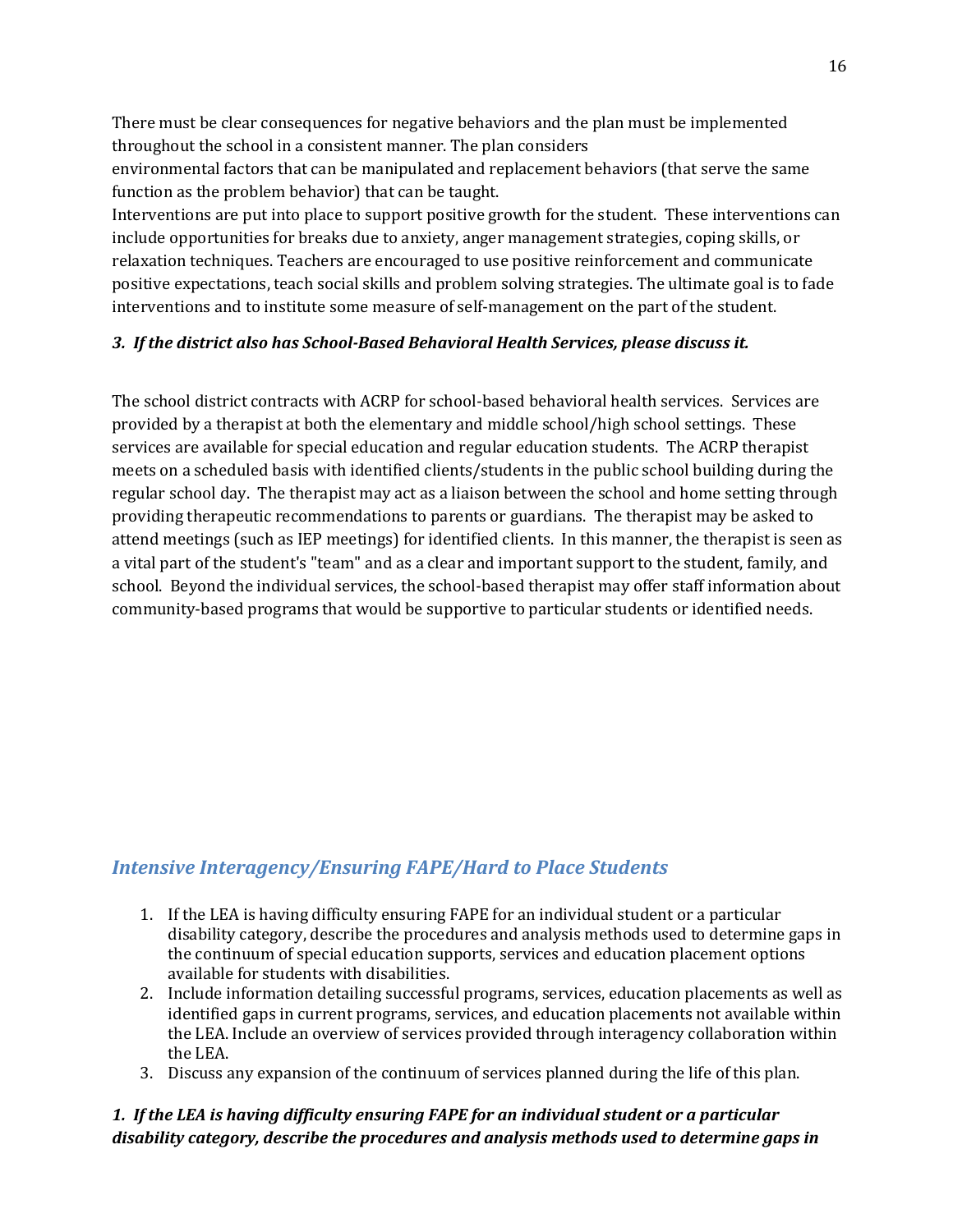There must be clear consequences for negative behaviors and the plan must be implemented throughout the school in a consistent manner. The plan considers environmental factors that can be manipulated and replacement behaviors (that serve the same function as the problem behavior) that can be taught.

Interventions are put into place to support positive growth for the student. These interventions can include opportunities for breaks due to anxiety, anger management strategies, coping skills, or relaxation techniques. Teachers are encouraged to use positive reinforcement and communicate positive expectations, teach social skills and problem solving strategies. The ultimate goal is to fade interventions and to institute some measure of self-management on the part of the student.

***3. If the district also has School-Based Behavioral Health Services, please discuss it.***

The school district contracts with ACRP for school-based behavioral health services. Services are provided by a therapist at both the elementary and middle school/high school settings. These services are available for special education and regular education students. The ACRP therapist meets on a scheduled basis with identified clients/students in the public school building during the regular school day. The therapist may act as a liaison between the school and home setting through providing therapeutic recommendations to parents or guardians. The therapist may be asked to attend meetings (such as IEP meetings) for identified clients. In this manner, the therapist is seen as a vital part of the student's "team" and as a clear and important support to the student, family, and school. Beyond the individual services, the school-based therapist may offer staff information about community-based programs that would be supportive to particular students or identified needs.

## *Intensive Interagency/Ensuring FAPE/Hard to Place Students*

1. If the LEA is having difficulty ensuring FAPE for an individual student or a particular disability category, describe the procedures and analysis methods used to determine gaps in the continuum of special education supports, services and education placement options available for students with disabilities.
2. Include information detailing successful programs, services, education placements as well as identified gaps in current programs, services, and education placements not available within the LEA. Include an overview of services provided through interagency collaboration within the LEA.
3. Discuss any expansion of the continuum of services planned during the life of this plan.

***1. If the LEA is having difficulty ensuring FAPE for an individual student or a particular disability category, describe the procedures and analysis methods used to determine gaps in***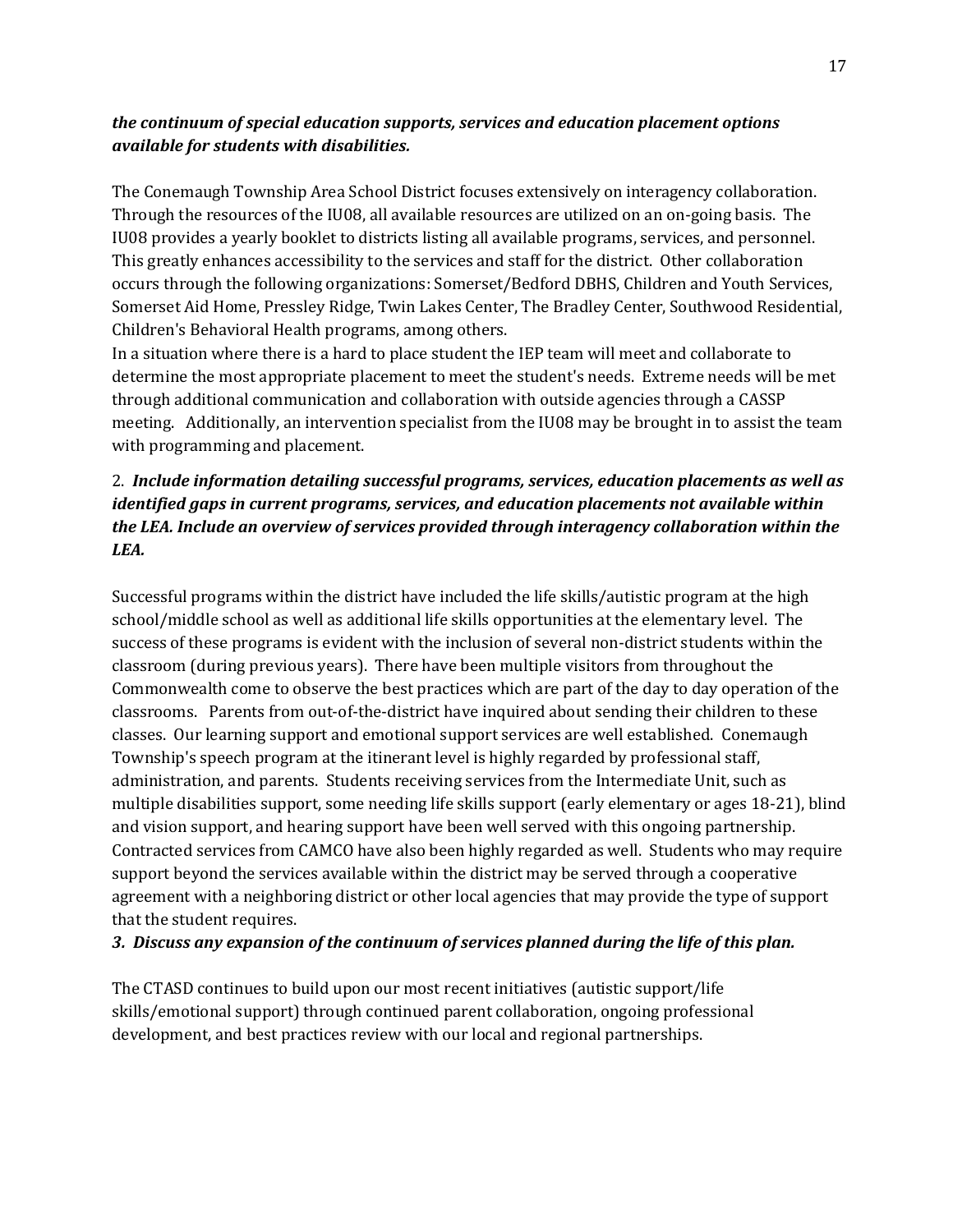***the continuum of special education supports, services and education placement options available for students with disabilities.***

The Conemaugh Township Area School District focuses extensively on interagency collaboration. Through the resources of the IU08, all available resources are utilized on an on-going basis. The IU08 provides a yearly booklet to districts listing all available programs, services, and personnel. This greatly enhances accessibility to the services and staff for the district. Other collaboration occurs through the following organizations: Somerset/Bedford DBHS, Children and Youth Services, Somerset Aid Home, Pressley Ridge, Twin Lakes Center, The Bradley Center, Southwood Residential, Children's Behavioral Health programs, among others.
In a situation where there is a hard to place student the IEP team will meet and collaborate to determine the most appropriate placement to meet the student's needs. Extreme needs will be met through additional communication and collaboration with outside agencies through a CASSP meeting. Additionally, an intervention specialist from the IU08 may be brought in to assist the team with programming and placement.

2. ***Include information detailing successful programs, services, education placements as well as identified gaps in current programs, services, and education placements not available within the LEA. Include an overview of services provided through interagency collaboration within the LEA.***

Successful programs within the district have included the life skills/autistic program at the high school/middle school as well as additional life skills opportunities at the elementary level. The success of these programs is evident with the inclusion of several non-district students within the classroom (during previous years). There have been multiple visitors from throughout the Commonwealth come to observe the best practices which are part of the day to day operation of the classrooms. Parents from out-of-the-district have inquired about sending their children to these classes. Our learning support and emotional support services are well established. Conemaugh Township's speech program at the itinerant level is highly regarded by professional staff, administration, and parents. Students receiving services from the Intermediate Unit, such as multiple disabilities support, some needing life skills support (early elementary or ages 18-21), blind and vision support, and hearing support have been well served with this ongoing partnership. Contracted services from CAMCO have also been highly regarded as well. Students who may require support beyond the services available within the district may be served through a cooperative agreement with a neighboring district or other local agencies that may provide the type of support that the student requires.

***3. Discuss any expansion of the continuum of services planned during the life of this plan.***

The CTASD continues to build upon our most recent initiatives (autistic support/life skills/emotional support) through continued parent collaboration, ongoing professional development, and best practices review with our local and regional partnerships.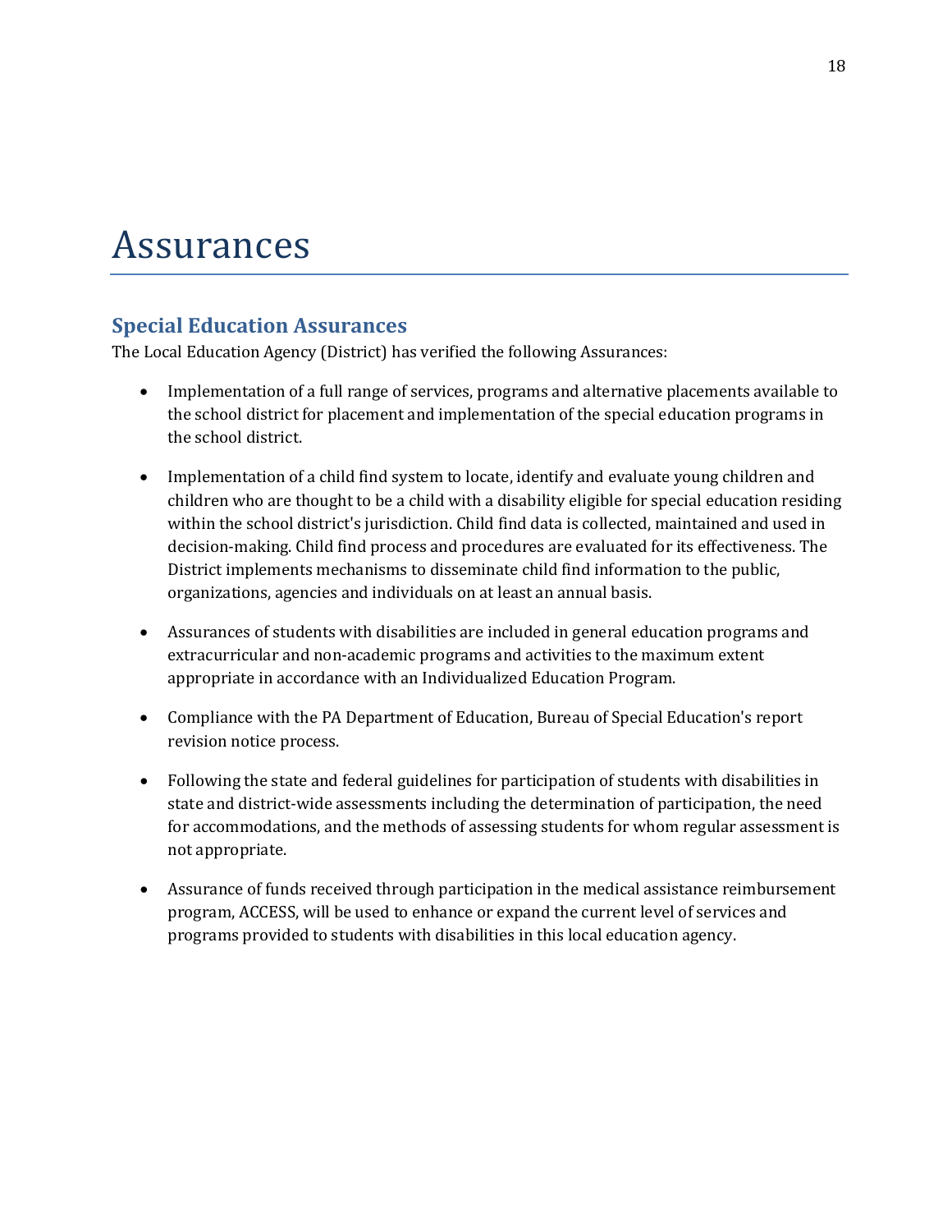# Assurances

## Special Education Assurances

The Local Education Agency (District) has verified the following Assurances:

- Implementation of a full range of services, programs and alternative placements available to the school district for placement and implementation of the special education programs in the school district.

- Implementation of a child find system to locate, identify and evaluate young children and children who are thought to be a child with a disability eligible for special education residing within the school district's jurisdiction. Child find data is collected, maintained and used in decision-making. Child find process and procedures are evaluated for its effectiveness. The District implements mechanisms to disseminate child find information to the public, organizations, agencies and individuals on at least an annual basis.

- Assurances of students with disabilities are included in general education programs and extracurricular and non-academic programs and activities to the maximum extent appropriate in accordance with an Individualized Education Program.

- Compliance with the PA Department of Education, Bureau of Special Education's report revision notice process.

- Following the state and federal guidelines for participation of students with disabilities in state and district-wide assessments including the determination of participation, the need for accommodations, and the methods of assessing students for whom regular assessment is not appropriate.

- Assurance of funds received through participation in the medical assistance reimbursement program, ACCESS, will be used to enhance or expand the current level of services and programs provided to students with disabilities in this local education agency.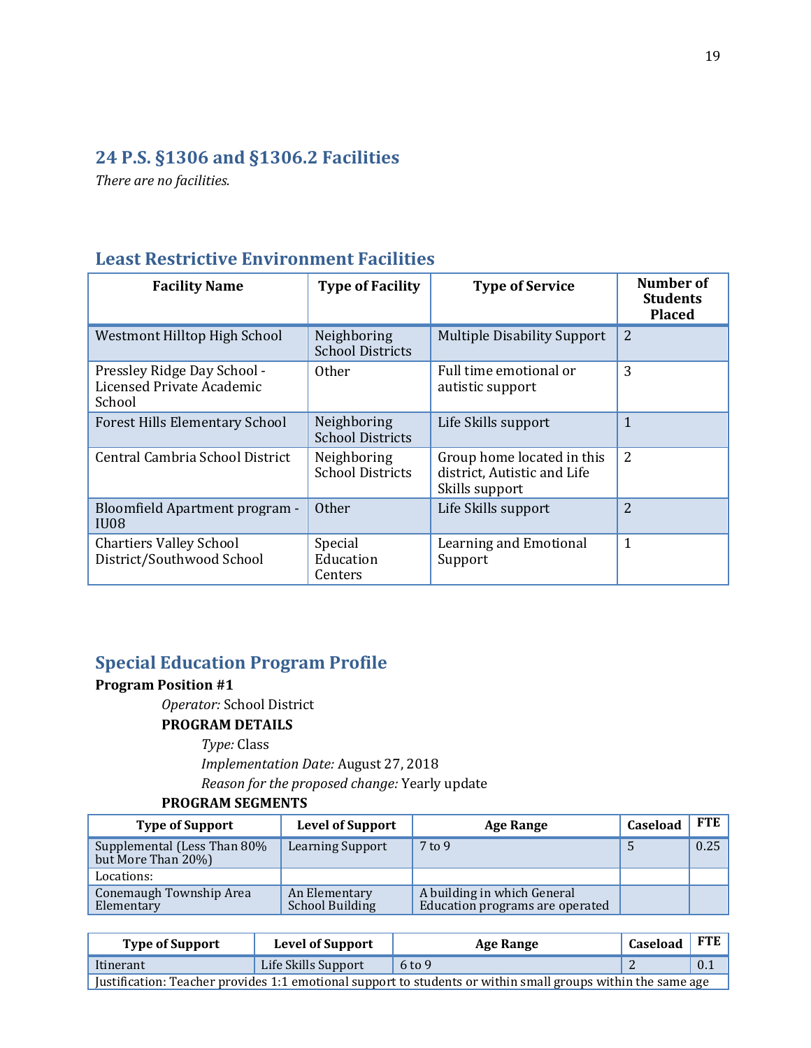## 24 P.S. §1306 and §1306.2 Facilities

*There are no facilities.*

## Least Restrictive Environment Facilities

| Facility Name | Type of Facility | Type of Service | Number of Students Placed |
|---|---|---|---|
| Westmont Hilltop High School | Neighboring School Districts | Multiple Disability Support | 2 |
| Pressley Ridge Day School - Licensed Private Academic School | Other | Full time emotional or autistic support | 3 |
| Forest Hills Elementary School | Neighboring School Districts | Life Skills support | 1 |
| Central Cambria School District | Neighboring School Districts | Group home located in this district, Autistic and Life Skills support | 2 |
| Bloomfield Apartment program - IU08 | Other | Life Skills support | 2 |
| Chartiers Valley School District/Southwood School | Special Education Centers | Learning and Emotional Support | 1 |

## Special Education Program Profile

**Program Position #1**

*Operator:* School District

**PROGRAM DETAILS**

*Type:* Class

*Implementation Date:* August 27, 2018

*Reason for the proposed change:* Yearly update

**PROGRAM SEGMENTS**

| Type of Support | Level of Support | Age Range | Caseload | FTE |
|---|---|---|---|---|
| Supplemental (Less Than 80% but More Than 20%) | Learning Support | 7 to 9 | 5 | 0.25 |
| Locations: | | | | |
| Conemaugh Township Area Elementary | An Elementary School Building | A building in which General Education programs are operated | | |

| Type of Support | Level of Support | Age Range | Caseload | FTE |
|---|---|---|---|---|
| Itinerant | Life Skills Support | 6 to 9 | 2 | 0.1 |
| Justification: Teacher provides 1:1 emotional support to students or within small groups within the same age | | | | |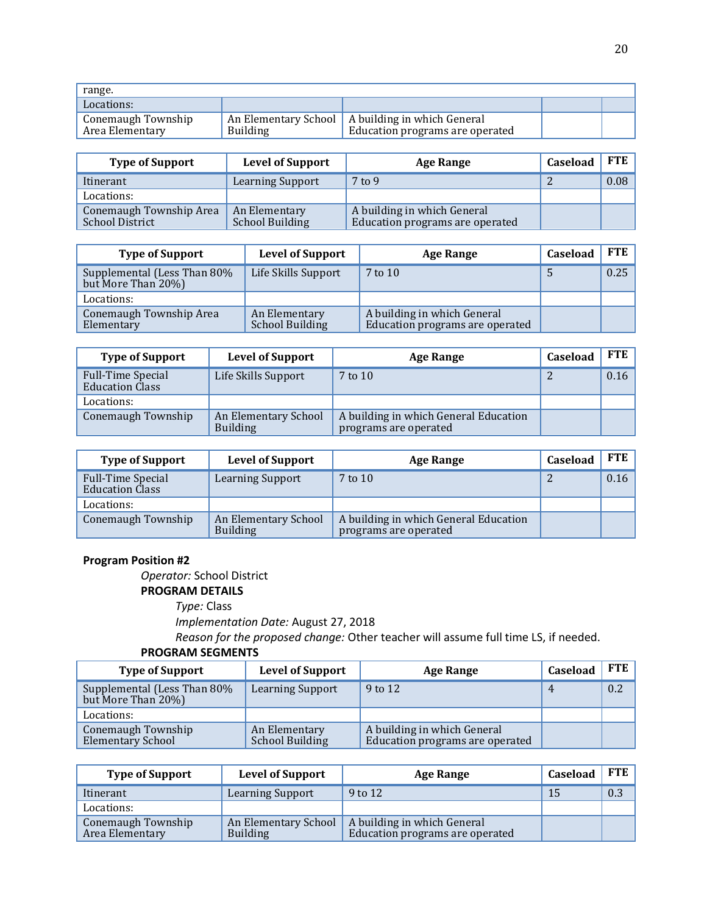| range. | | | | |
|---|---|---|---|---|
| Locations: | | | | |
| Conemaugh Township Area Elementary | An Elementary School Building | A building in which General Education programs are operated | | |

| Type of Support | Level of Support | Age Range | Caseload | FTE |
|---|---|---|---|---|
| Itinerant | Learning Support | 7 to 9 | 2 | 0.08 |
| Locations: | | | | |
| Conemaugh Township Area School District | An Elementary School Building | A building in which General Education programs are operated | | |

| Type of Support | Level of Support | Age Range | Caseload | FTE |
|---|---|---|---|---|
| Supplemental (Less Than 80% but More Than 20%) | Life Skills Support | 7 to 10 | 5 | 0.25 |
| Locations: | | | | |
| Conemaugh Township Area Elementary | An Elementary School Building | A building in which General Education programs are operated | | |

| Type of Support | Level of Support | Age Range | Caseload | FTE |
|---|---|---|---|---|
| Full-Time Special Education Class | Life Skills Support | 7 to 10 | 2 | 0.16 |
| Locations: | | | | |
| Conemaugh Township | An Elementary School Building | A building in which General Education programs are operated | | |

| Type of Support | Level of Support | Age Range | Caseload | FTE |
|---|---|---|---|---|
| Full-Time Special Education Class | Learning Support | 7 to 10 | 2 | 0.16 |
| Locations: | | | | |
| Conemaugh Township | An Elementary School Building | A building in which General Education programs are operated | | |

**Program Position #2**

*Operator:* School District

**PROGRAM DETAILS**

*Type:* Class

*Implementation Date:* August 27, 2018

*Reason for the proposed change:* Other teacher will assume full time LS, if needed.

**PROGRAM SEGMENTS**

| Type of Support | Level of Support | Age Range | Caseload | FTE |
|---|---|---|---|---|
| Supplemental (Less Than 80% but More Than 20%) | Learning Support | 9 to 12 | 4 | 0.2 |
| Locations: | | | | |
| Conemaugh Township Elementary School | An Elementary School Building | A building in which General Education programs are operated | | |

| Type of Support | Level of Support | Age Range | Caseload | FTE |
|---|---|---|---|---|
| Itinerant | Learning Support | 9 to 12 | 15 | 0.3 |
| Locations: | | | | |
| Conemaugh Township Area Elementary | An Elementary School Building | A building in which General Education programs are operated | | |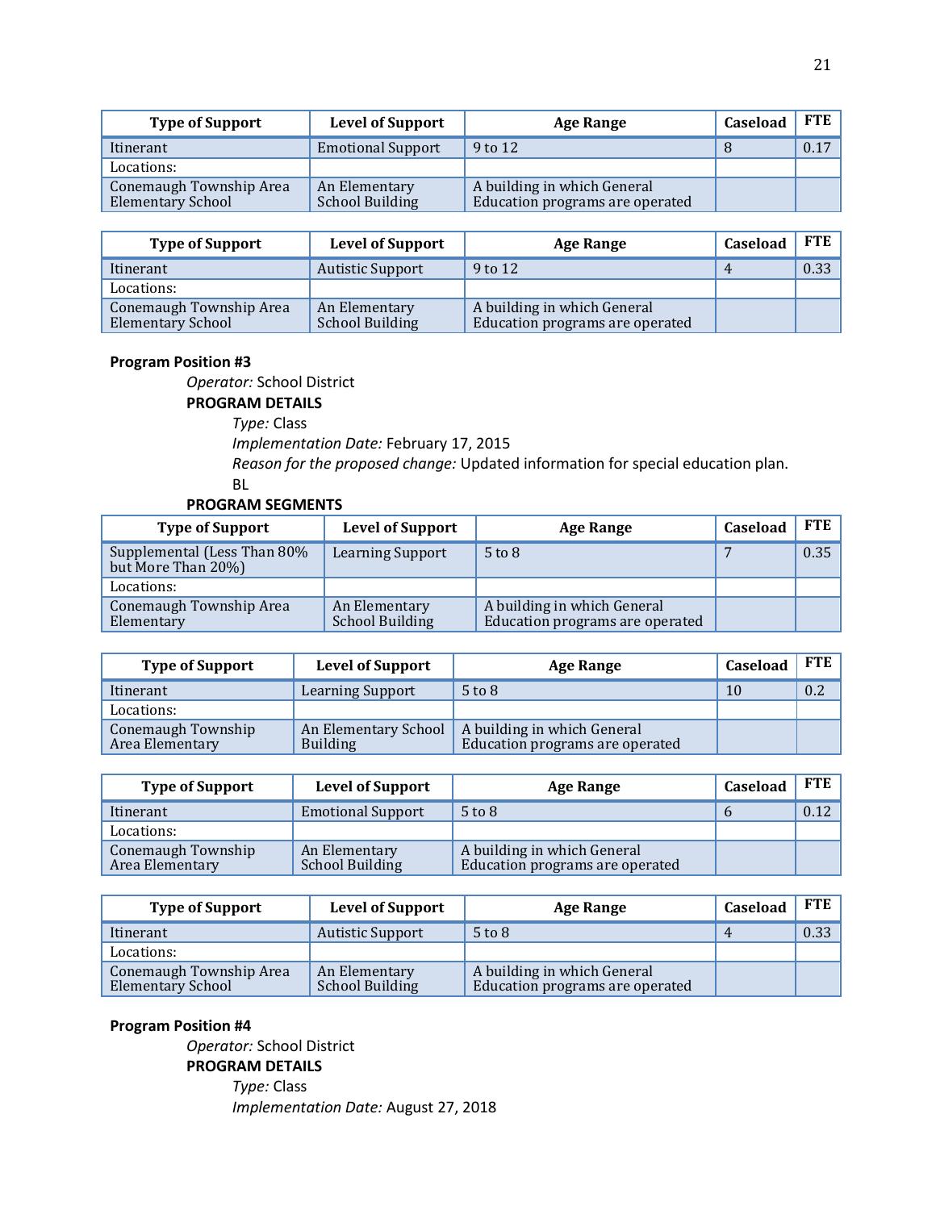| Type of Support | Level of Support | Age Range | Caseload | FTE |
|---|---|---|---|---|
| Itinerant | Emotional Support | 9 to 12 | 8 | 0.17 |
| Locations: | | | | |
| Conemaugh Township Area Elementary School | An Elementary School Building | A building in which General Education programs are operated | | |

| Type of Support | Level of Support | Age Range | Caseload | FTE |
|---|---|---|---|---|
| Itinerant | Autistic Support | 9 to 12 | 4 | 0.33 |
| Locations: | | | | |
| Conemaugh Township Area Elementary School | An Elementary School Building | A building in which General Education programs are operated | | |

**Program Position #3**

*Operator:* School District

**PROGRAM DETAILS**

*Type:* Class

*Implementation Date:* February 17, 2015

*Reason for the proposed change:* Updated information for special education plan. BL

**PROGRAM SEGMENTS**

| Type of Support | Level of Support | Age Range | Caseload | FTE |
|---|---|---|---|---|
| Supplemental (Less Than 80% but More Than 20%) | Learning Support | 5 to 8 | 7 | 0.35 |
| Locations: | | | | |
| Conemaugh Township Area Elementary | An Elementary School Building | A building in which General Education programs are operated | | |

| Type of Support | Level of Support | Age Range | Caseload | FTE |
|---|---|---|---|---|
| Itinerant | Learning Support | 5 to 8 | 10 | 0.2 |
| Locations: | | | | |
| Conemaugh Township Area Elementary | An Elementary School Building | A building in which General Education programs are operated | | |

| Type of Support | Level of Support | Age Range | Caseload | FTE |
|---|---|---|---|---|
| Itinerant | Emotional Support | 5 to 8 | 6 | 0.12 |
| Locations: | | | | |
| Conemaugh Township Area Elementary | An Elementary School Building | A building in which General Education programs are operated | | |

| Type of Support | Level of Support | Age Range | Caseload | FTE |
|---|---|---|---|---|
| Itinerant | Autistic Support | 5 to 8 | 4 | 0.33 |
| Locations: | | | | |
| Conemaugh Township Area Elementary School | An Elementary School Building | A building in which General Education programs are operated | | |

**Program Position #4**

*Operator:* School District

**PROGRAM DETAILS**

*Type:* Class

*Implementation Date:* August 27, 2018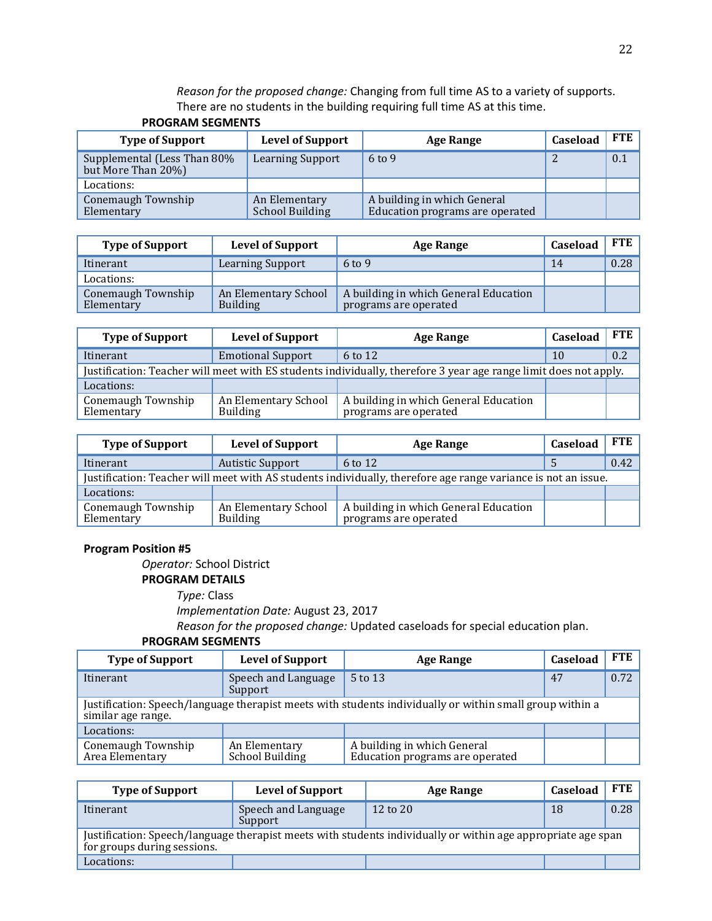*Reason for the proposed change:* Changing from full time AS to a variety of supports. There are no students in the building requiring full time AS at this time.

**PROGRAM SEGMENTS**

| Type of Support | Level of Support | Age Range | Caseload | FTE |
|---|---|---|---|---|
| Supplemental (Less Than 80% but More Than 20%) | Learning Support | 6 to 9 | 2 | 0.1 |
| Locations: | | | | |
| Conemaugh Township Elementary | An Elementary School Building | A building in which General Education programs are operated | | |

| Type of Support | Level of Support | Age Range | Caseload | FTE |
|---|---|---|---|---|
| Itinerant | Learning Support | 6 to 9 | 14 | 0.28 |
| Locations: | | | | |
| Conemaugh Township Elementary | An Elementary School Building | A building in which General Education programs are operated | | |

| Type of Support | Level of Support | Age Range | Caseload | FTE |
|---|---|---|---|---|
| Itinerant | Emotional Support | 6 to 12 | 10 | 0.2 |
| Justification: Teacher will meet with ES students individually, therefore 3 year age range limit does not apply. | | | | |
| Locations: | | | | |
| Conemaugh Township Elementary | An Elementary School Building | A building in which General Education programs are operated | | |

| Type of Support | Level of Support | Age Range | Caseload | FTE |
|---|---|---|---|---|
| Itinerant | Autistic Support | 6 to 12 | 5 | 0.42 |
| Justification: Teacher will meet with AS students individually, therefore age range variance is not an issue. | | | | |
| Locations: | | | | |
| Conemaugh Township Elementary | An Elementary School Building | A building in which General Education programs are operated | | |

**Program Position #5**

*Operator:* School District

**PROGRAM DETAILS**

*Type:* Class

*Implementation Date:* August 23, 2017

*Reason for the proposed change:* Updated caseloads for special education plan.

**PROGRAM SEGMENTS**

| Type of Support | Level of Support | Age Range | Caseload | FTE |
|---|---|---|---|---|
| Itinerant | Speech and Language Support | 5 to 13 | 47 | 0.72 |
| Justification: Speech/language therapist meets with students individually or within small group within a similar age range. | | | | |
| Locations: | | | | |
| Conemaugh Township Area Elementary | An Elementary School Building | A building in which General Education programs are operated | | |

| Type of Support | Level of Support | Age Range | Caseload | FTE |
|---|---|---|---|---|
| Itinerant | Speech and Language Support | 12 to 20 | 18 | 0.28 |
| Justification: Speech/language therapist meets with students individually or within age appropriate age span for groups during sessions. | | | | |
| Locations: | | | | |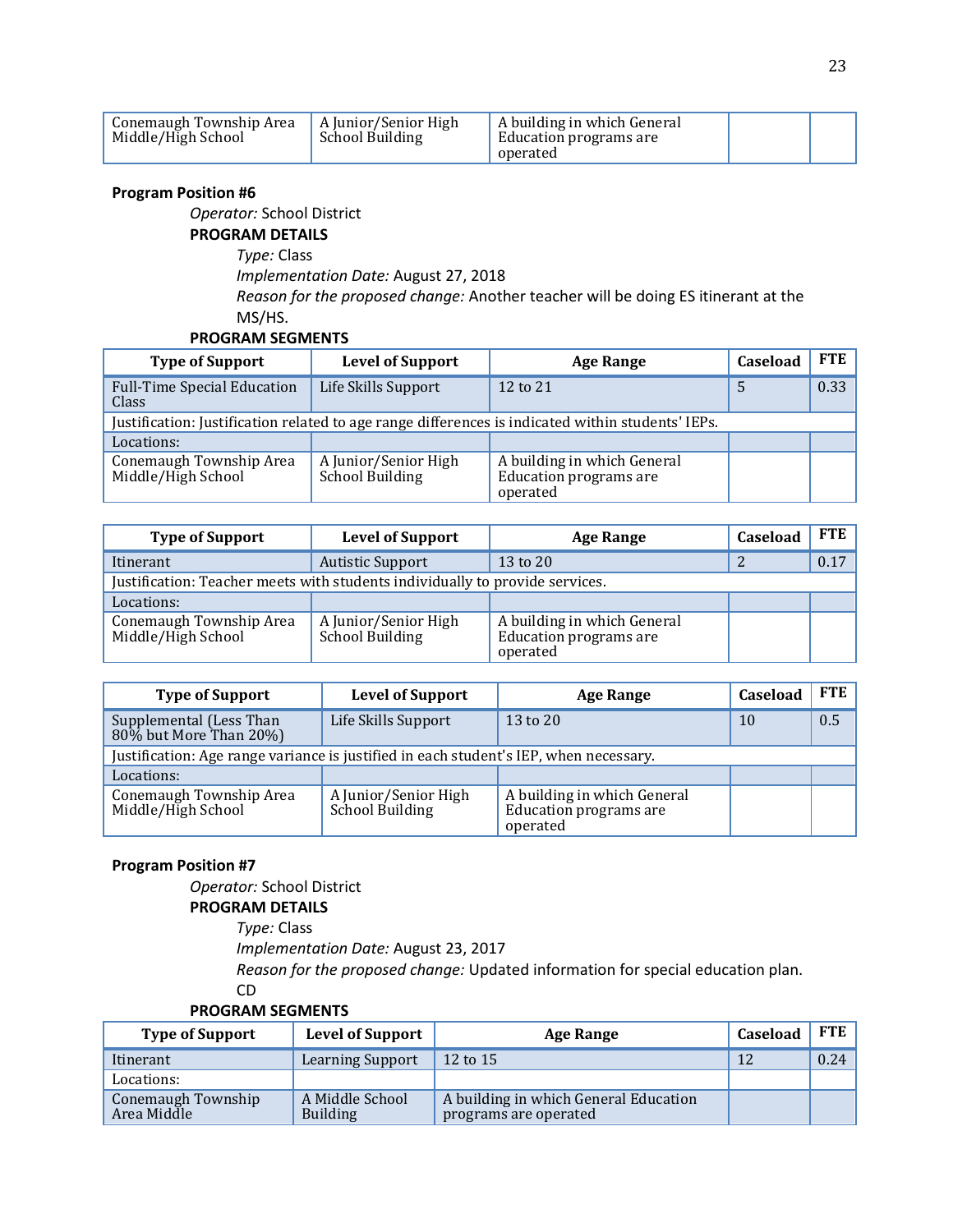| Conemaugh Township Area Middle/High School | A Junior/Senior High School Building | A building in which General Education programs are operated | | |
|---|---|---|---|---|

**Program Position #6**

*Operator:* School District

**PROGRAM DETAILS**

*Type:* Class

*Implementation Date:* August 27, 2018

*Reason for the proposed change:* Another teacher will be doing ES itinerant at the MS/HS.

**PROGRAM SEGMENTS**

| Type of Support | Level of Support | Age Range | Caseload | FTE |
|---|---|---|---|---|
| Full-Time Special Education Class | Life Skills Support | 12 to 21 | 5 | 0.33 |
| Justification: Justification related to age range differences is indicated within students' IEPs. | | | | |
| Locations: | | | | |
| Conemaugh Township Area Middle/High School | A Junior/Senior High School Building | A building in which General Education programs are operated | | |

| Type of Support | Level of Support | Age Range | Caseload | FTE |
|---|---|---|---|---|
| Itinerant | Autistic Support | 13 to 20 | 2 | 0.17 |
| Justification: Teacher meets with students individually to provide services. | | | | |
| Locations: | | | | |
| Conemaugh Township Area Middle/High School | A Junior/Senior High School Building | A building in which General Education programs are operated | | |

| Type of Support | Level of Support | Age Range | Caseload | FTE |
|---|---|---|---|---|
| Supplemental (Less Than 80% but More Than 20%) | Life Skills Support | 13 to 20 | 10 | 0.5 |
| Justification: Age range variance is justified in each student's IEP, when necessary. | | | | |
| Locations: | | | | |
| Conemaugh Township Area Middle/High School | A Junior/Senior High School Building | A building in which General Education programs are operated | | |

**Program Position #7**

*Operator:* School District

**PROGRAM DETAILS**

*Type:* Class

*Implementation Date:* August 23, 2017

*Reason for the proposed change:* Updated information for special education plan. CD

**PROGRAM SEGMENTS**

| Type of Support | Level of Support | Age Range | Caseload | FTE |
|---|---|---|---|---|
| Itinerant | Learning Support | 12 to 15 | 12 | 0.24 |
| Locations: | | | | |
| Conemaugh Township Area Middle | A Middle School Building | A building in which General Education programs are operated | | |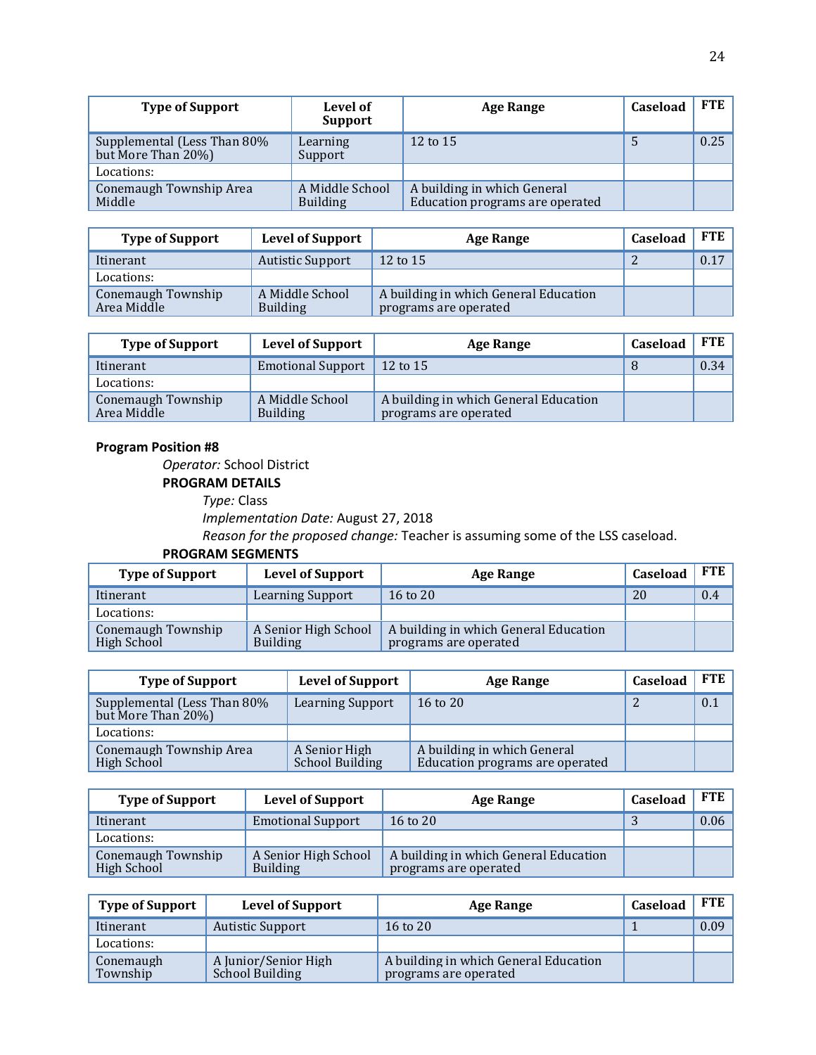| Type of Support | Level of Support | Age Range | Caseload | FTE |
|---|---|---|---|---|
| Supplemental (Less Than 80% but More Than 20%) | Learning Support | 12 to 15 | 5 | 0.25 |
| Locations: | | | | |
| Conemaugh Township Area Middle | A Middle School Building | A building in which General Education programs are operated | | |

| Type of Support | Level of Support | Age Range | Caseload | FTE |
|---|---|---|---|---|
| Itinerant | Autistic Support | 12 to 15 | 2 | 0.17 |
| Locations: | | | | |
| Conemaugh Township Area Middle | A Middle School Building | A building in which General Education programs are operated | | |

| Type of Support | Level of Support | Age Range | Caseload | FTE |
|---|---|---|---|---|
| Itinerant | Emotional Support | 12 to 15 | 8 | 0.34 |
| Locations: | | | | |
| Conemaugh Township Area Middle | A Middle School Building | A building in which General Education programs are operated | | |

**Program Position #8**

*Operator:* School District

**PROGRAM DETAILS**

*Type:* Class

*Implementation Date:* August 27, 2018

*Reason for the proposed change:* Teacher is assuming some of the LSS caseload.

**PROGRAM SEGMENTS**

| Type of Support | Level of Support | Age Range | Caseload | FTE |
|---|---|---|---|---|
| Itinerant | Learning Support | 16 to 20 | 20 | 0.4 |
| Locations: | | | | |
| Conemaugh Township High School | A Senior High School Building | A building in which General Education programs are operated | | |

| Type of Support | Level of Support | Age Range | Caseload | FTE |
|---|---|---|---|---|
| Supplemental (Less Than 80% but More Than 20%) | Learning Support | 16 to 20 | 2 | 0.1 |
| Locations: | | | | |
| Conemaugh Township Area High School | A Senior High School Building | A building in which General Education programs are operated | | |

| Type of Support | Level of Support | Age Range | Caseload | FTE |
|---|---|---|---|---|
| Itinerant | Emotional Support | 16 to 20 | 3 | 0.06 |
| Locations: | | | | |
| Conemaugh Township High School | A Senior High School Building | A building in which General Education programs are operated | | |

| Type of Support | Level of Support | Age Range | Caseload | FTE |
|---|---|---|---|---|
| Itinerant | Autistic Support | 16 to 20 | 1 | 0.09 |
| Locations: | | | | |
| Conemaugh Township | A Junior/Senior High School Building | A building in which General Education programs are operated | | |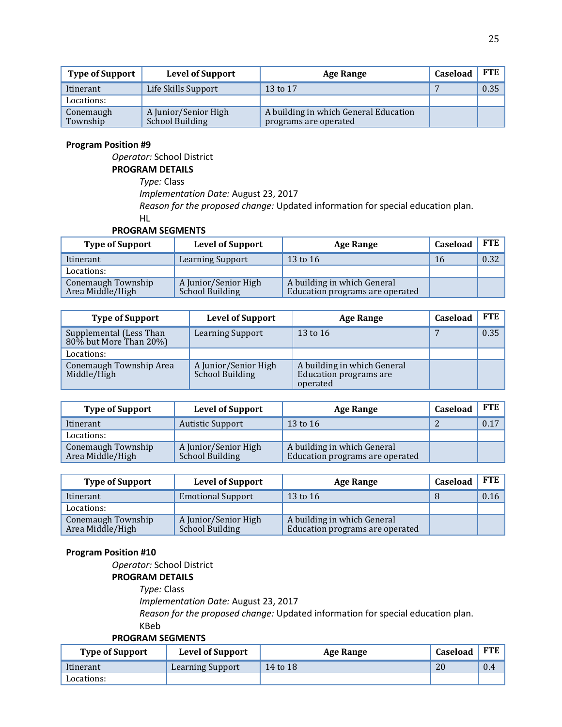| Type of Support | Level of Support | Age Range | Caseload | FTE |
|---|---|---|---|---|
| Itinerant | Life Skills Support | 13 to 17 | 7 | 0.35 |
| Locations: | | | | |
| Conemaugh Township | A Junior/Senior High School Building | A building in which General Education programs are operated | | |

**Program Position #9**

*Operator:* School District

**PROGRAM DETAILS**

*Type:* Class

*Implementation Date:* August 23, 2017

*Reason for the proposed change:* Updated information for special education plan. HL

**PROGRAM SEGMENTS**

| Type of Support | Level of Support | Age Range | Caseload | FTE |
|---|---|---|---|---|
| Itinerant | Learning Support | 13 to 16 | 16 | 0.32 |
| Locations: | | | | |
| Conemaugh Township Area Middle/High | A Junior/Senior High School Building | A building in which General Education programs are operated | | |

| Type of Support | Level of Support | Age Range | Caseload | FTE |
|---|---|---|---|---|
| Supplemental (Less Than 80% but More Than 20%) | Learning Support | 13 to 16 | 7 | 0.35 |
| Locations: | | | | |
| Conemaugh Township Area Middle/High | A Junior/Senior High School Building | A building in which General Education programs are operated | | |

| Type of Support | Level of Support | Age Range | Caseload | FTE |
|---|---|---|---|---|
| Itinerant | Autistic Support | 13 to 16 | 2 | 0.17 |
| Locations: | | | | |
| Conemaugh Township Area Middle/High | A Junior/Senior High School Building | A building in which General Education programs are operated | | |

| Type of Support | Level of Support | Age Range | Caseload | FTE |
|---|---|---|---|---|
| Itinerant | Emotional Support | 13 to 16 | 8 | 0.16 |
| Locations: | | | | |
| Conemaugh Township Area Middle/High | A Junior/Senior High School Building | A building in which General Education programs are operated | | |

**Program Position #10**

*Operator:* School District

**PROGRAM DETAILS**

*Type:* Class

*Implementation Date:* August 23, 2017

*Reason for the proposed change:* Updated information for special education plan. KBeb

**PROGRAM SEGMENTS**

| Type of Support | Level of Support | Age Range | Caseload | FTE |
|---|---|---|---|---|
| Itinerant | Learning Support | 14 to 18 | 20 | 0.4 |
| Locations: | | | | |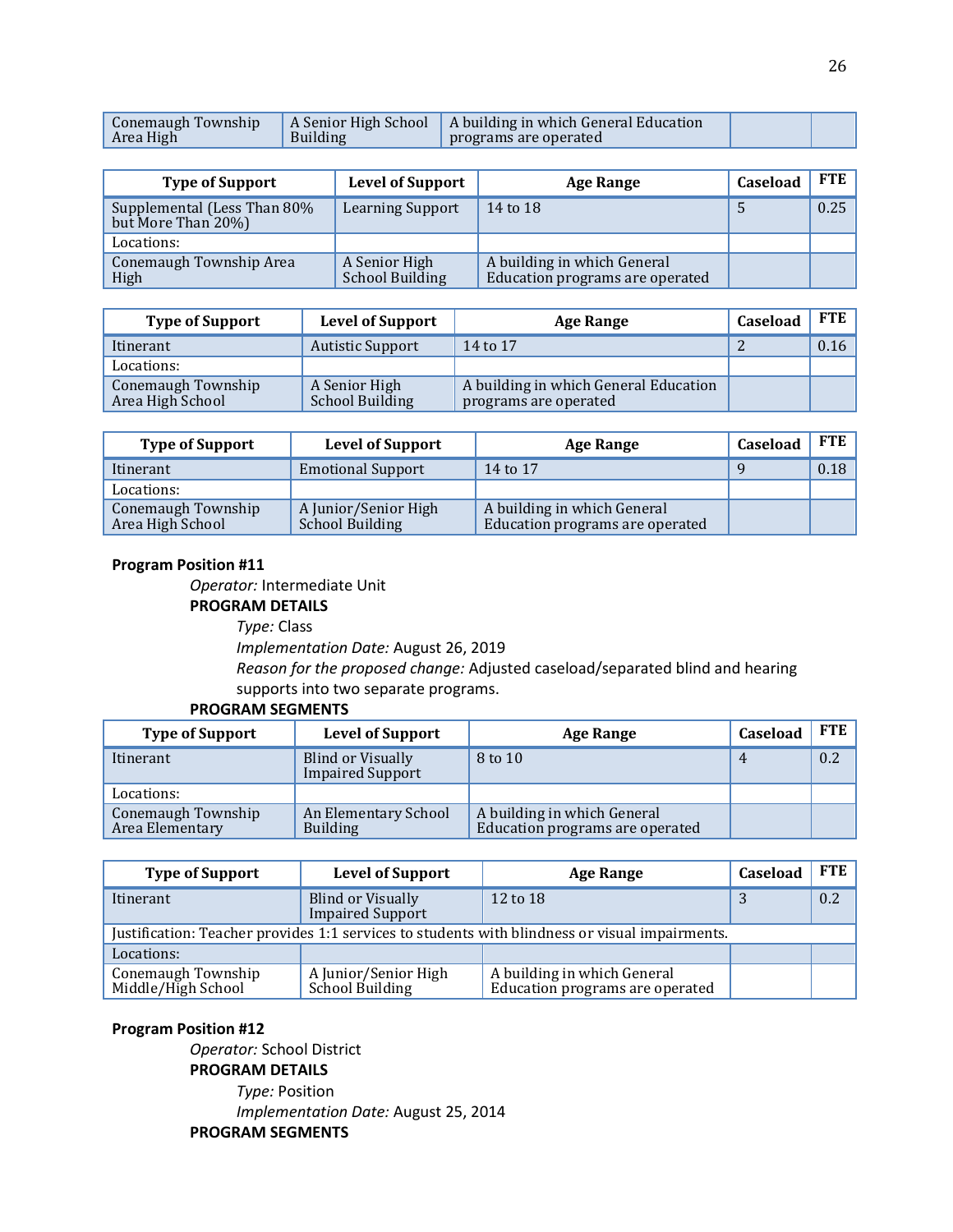| Conemaugh Township Area High | A Senior High School Building | A building in which General Education programs are operated | | |
|---|---|---|---|---|

| Type of Support | Level of Support | Age Range | Caseload | FTE |
|---|---|---|---|---|
| Supplemental (Less Than 80% but More Than 20%) | Learning Support | 14 to 18 | 5 | 0.25 |
| Locations: | | | | |
| Conemaugh Township Area High | A Senior High School Building | A building in which General Education programs are operated | | |

| Type of Support | Level of Support | Age Range | Caseload | FTE |
|---|---|---|---|---|
| Itinerant | Autistic Support | 14 to 17 | 2 | 0.16 |
| Locations: | | | | |
| Conemaugh Township Area High School | A Senior High School Building | A building in which General Education programs are operated | | |

| Type of Support | Level of Support | Age Range | Caseload | FTE |
|---|---|---|---|---|
| Itinerant | Emotional Support | 14 to 17 | 9 | 0.18 |
| Locations: | | | | |
| Conemaugh Township Area High School | A Junior/Senior High School Building | A building in which General Education programs are operated | | |

**Program Position #11**

*Operator:* Intermediate Unit

**PROGRAM DETAILS**

*Type:* Class

*Implementation Date:* August 26, 2019

*Reason for the proposed change:* Adjusted caseload/separated blind and hearing supports into two separate programs.

**PROGRAM SEGMENTS**

| Type of Support | Level of Support | Age Range | Caseload | FTE |
|---|---|---|---|---|
| Itinerant | Blind or Visually Impaired Support | 8 to 10 | 4 | 0.2 |
| Locations: | | | | |
| Conemaugh Township Area Elementary | An Elementary School Building | A building in which General Education programs are operated | | |

| Type of Support | Level of Support | Age Range | Caseload | FTE |
|---|---|---|---|---|
| Itinerant | Blind or Visually Impaired Support | 12 to 18 | 3 | 0.2 |
| Justification: Teacher provides 1:1 services to students with blindness or visual impairments. | | | | |
| Locations: | | | | |
| Conemaugh Township Middle/High School | A Junior/Senior High School Building | A building in which General Education programs are operated | | |

**Program Position #12**

*Operator:* School District

**PROGRAM DETAILS**

*Type:* Position

*Implementation Date:* August 25, 2014

**PROGRAM SEGMENTS**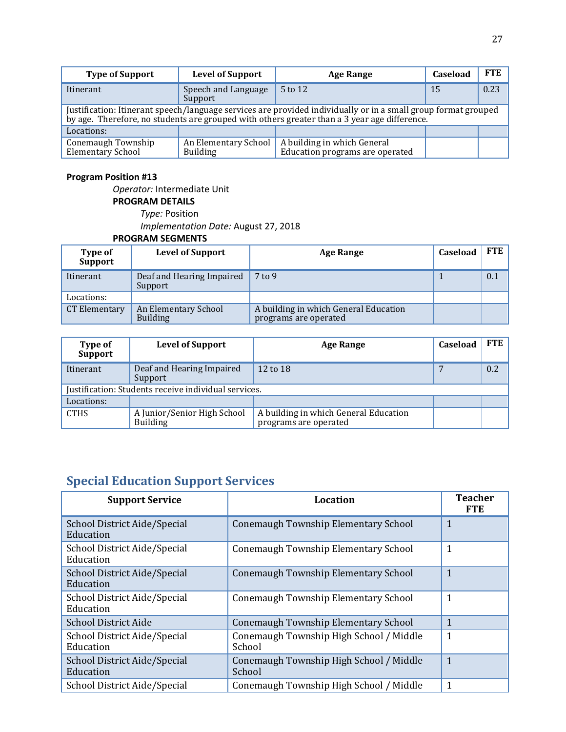| Type of Support | Level of Support | Age Range | Caseload | FTE |
|---|---|---|---|---|
| Itinerant | Speech and Language Support | 5 to 12 | 15 | 0.23 |
| Justification: Itinerant speech/language services are provided individually or in a small group format grouped by age. Therefore, no students are grouped with others greater than a 3 year age difference. | | | | |
| Locations: | | | | |
| Conemaugh Township Elementary School | An Elementary School Building | A building in which General Education programs are operated | | |

**Program Position #13**

*Operator:* Intermediate Unit

**PROGRAM DETAILS**

*Type:* Position

*Implementation Date:* August 27, 2018

**PROGRAM SEGMENTS**

| Type of Support | Level of Support | Age Range | Caseload | FTE |
|---|---|---|---|---|
| Itinerant | Deaf and Hearing Impaired Support | 7 to 9 | 1 | 0.1 |
| Locations: | | | | |
| CT Elementary | An Elementary School Building | A building in which General Education programs are operated | | |

| Type of Support | Level of Support | Age Range | Caseload | FTE |
|---|---|---|---|---|
| Itinerant | Deaf and Hearing Impaired Support | 12 to 18 | 7 | 0.2 |
| Justification: Students receive individual services. | | | | |
| Locations: | | | | |
| CTHS | A Junior/Senior High School Building | A building in which General Education programs are operated | | |

## Special Education Support Services

| Support Service | Location | Teacher FTE |
|---|---|---|
| School District Aide/Special Education | Conemaugh Township Elementary School | 1 |
| School District Aide/Special Education | Conemaugh Township Elementary School | 1 |
| School District Aide/Special Education | Conemaugh Township Elementary School | 1 |
| School District Aide/Special Education | Conemaugh Township Elementary School | 1 |
| School District Aide | Conemaugh Township Elementary School | 1 |
| School District Aide/Special Education | Conemaugh Township High School / Middle School | 1 |
| School District Aide/Special Education | Conemaugh Township High School / Middle School | 1 |
| School District Aide/Special | Conemaugh Township High School / Middle | 1 |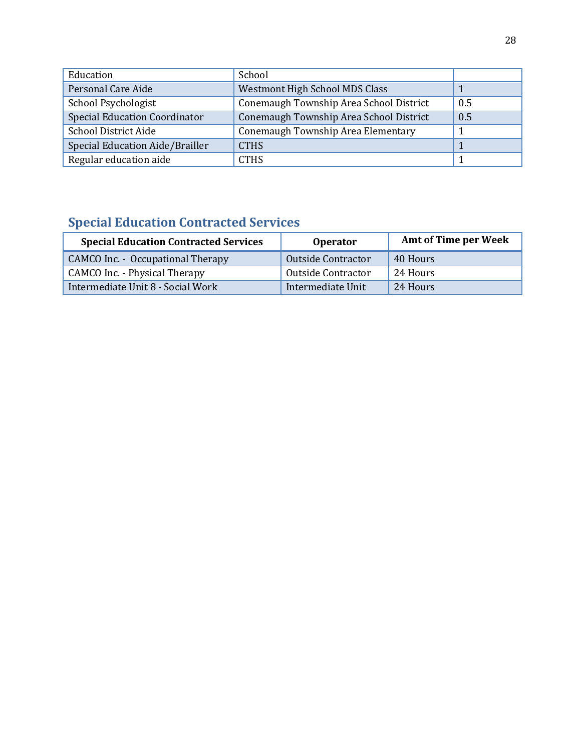| Education | School | |
|---|---|---|
| Personal Care Aide | Westmont High School MDS Class | 1 |
| School Psychologist | Conemaugh Township Area School District | 0.5 |
| Special Education Coordinator | Conemaugh Township Area School District | 0.5 |
| School District Aide | Conemaugh Township Area Elementary | 1 |
| Special Education Aide/Brailler | CTHS | 1 |
| Regular education aide | CTHS | 1 |

## Special Education Contracted Services

| Special Education Contracted Services | Operator | Amt of Time per Week |
|---|---|---|
| CAMCO Inc. - Occupational Therapy | Outside Contractor | 40 Hours |
| CAMCO Inc. - Physical Therapy | Outside Contractor | 24 Hours |
| Intermediate Unit 8 - Social Work | Intermediate Unit | 24 Hours |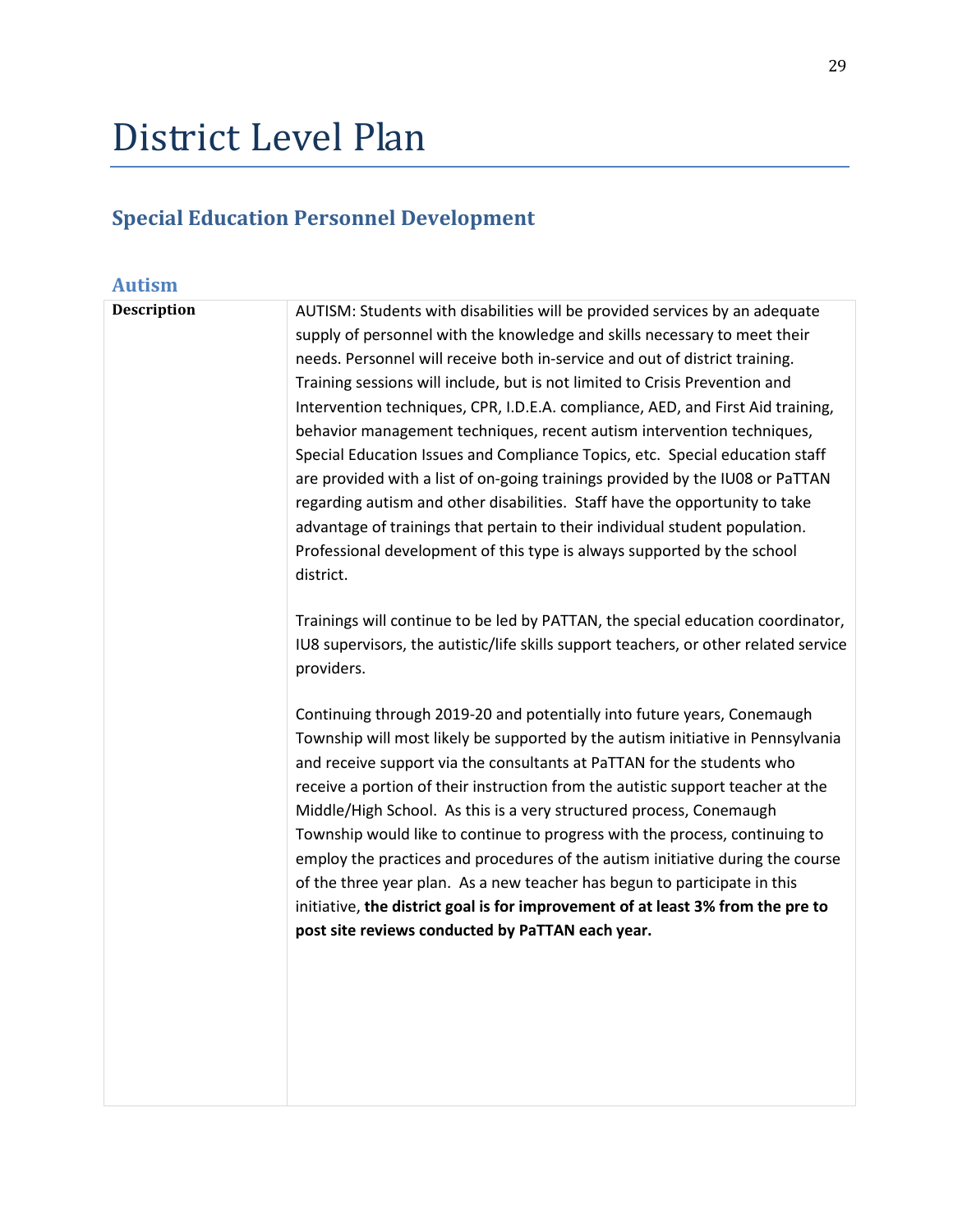# District Level Plan

## Special Education Personnel Development

### Autism

| Description | AUTISM: Students with disabilities will be provided services by an adequate supply of personnel with the knowledge and skills necessary to meet their needs. Personnel will receive both in-service and out of district training. Training sessions will include, but is not limited to Crisis Prevention and Intervention techniques, CPR, I.D.E.A. compliance, AED, and First Aid training, behavior management techniques, recent autism intervention techniques, Special Education Issues and Compliance Topics, etc. Special education staff are provided with a list of on-going trainings provided by the IU08 or PaTTAN regarding autism and other disabilities. Staff have the opportunity to take advantage of trainings that pertain to their individual student population. Professional development of this type is always supported by the school district.<br><br>Trainings will continue to be led by PATTAN, the special education coordinator, IU8 supervisors, the autistic/life skills support teachers, or other related service providers.<br><br>Continuing through 2019-20 and potentially into future years, Conemaugh Township will most likely be supported by the autism initiative in Pennsylvania and receive support via the consultants at PaTTAN for the students who receive a portion of their instruction from the autistic support teacher at the Middle/High School. As this is a very structured process, Conemaugh Township would like to continue to progress with the process, continuing to employ the practices and procedures of the autism initiative during the course of the three year plan. As a new teacher has begun to participate in this initiative, **the district goal is for improvement of at least 3% from the pre to post site reviews conducted by PaTTAN each year.** |
|---|---|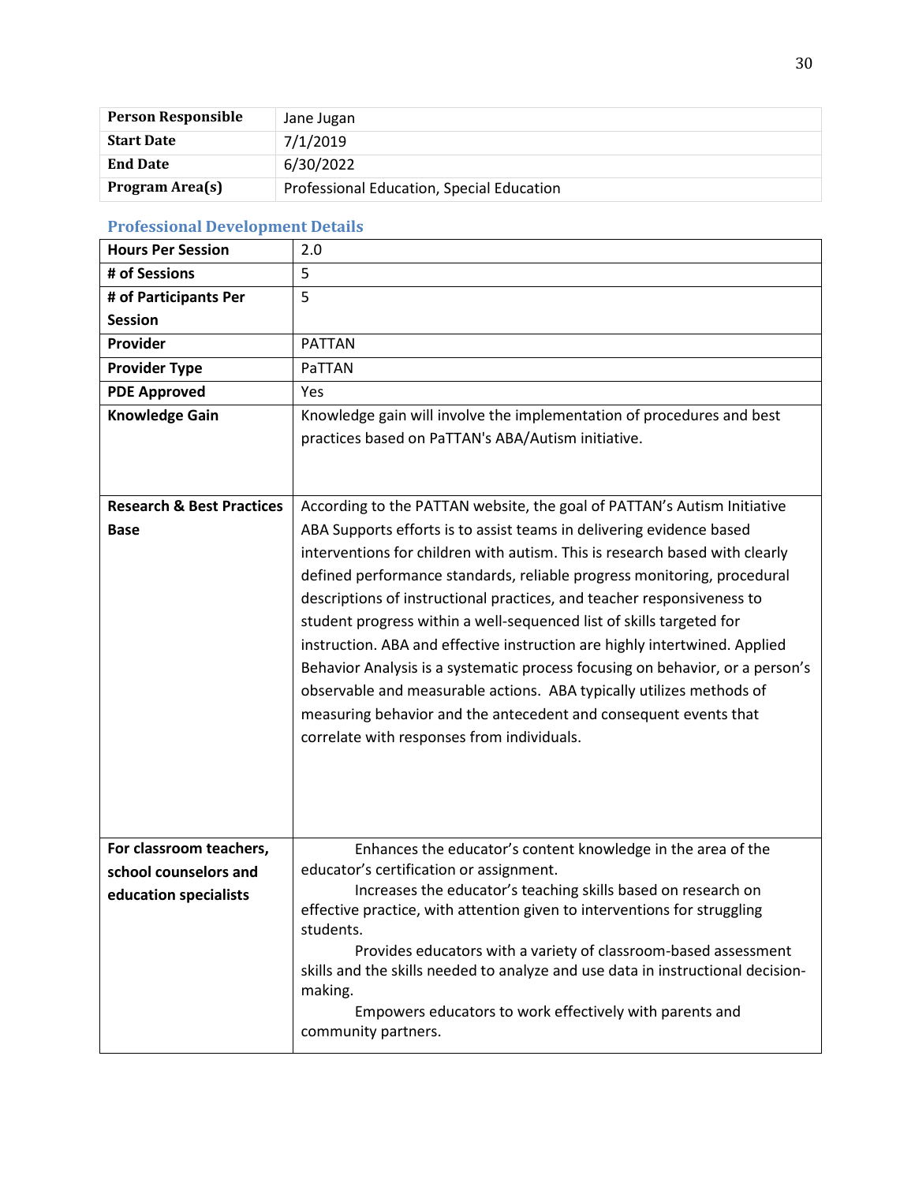| Person Responsible | Jane Jugan |
|---|---|
| Start Date | 7/1/2019 |
| End Date | 6/30/2022 |
| Program Area(s) | Professional Education, Special Education |

## Professional Development Details

| Hours Per Session | 2.0 |
|---|---|
| # of Sessions | 5 |
| # of Participants Per Session | 5 |
| Provider | PATTAN |
| Provider Type | PaTTAN |
| PDE Approved | Yes |
| Knowledge Gain | Knowledge gain will involve the implementation of procedures and best practices based on PaTTAN's ABA/Autism initiative. |
| Research & Best Practices Base | According to the PATTAN website, the goal of PATTAN's Autism Initiative ABA Supports efforts is to assist teams in delivering evidence based interventions for children with autism. This is research based with clearly defined performance standards, reliable progress monitoring, procedural descriptions of instructional practices, and teacher responsiveness to student progress within a well-sequenced list of skills targeted for instruction. ABA and effective instruction are highly intertwined. Applied Behavior Analysis is a systematic process focusing on behavior, or a person's observable and measurable actions. ABA typically utilizes methods of measuring behavior and the antecedent and consequent events that correlate with responses from individuals. |
| For classroom teachers, school counselors and education specialists | Enhances the educator's content knowledge in the area of the educator's certification or assignment.<br>Increases the educator's teaching skills based on research on effective practice, with attention given to interventions for struggling students.<br>Provides educators with a variety of classroom-based assessment skills and the skills needed to analyze and use data in instructional decision-making.<br>Empowers educators to work effectively with parents and community partners. |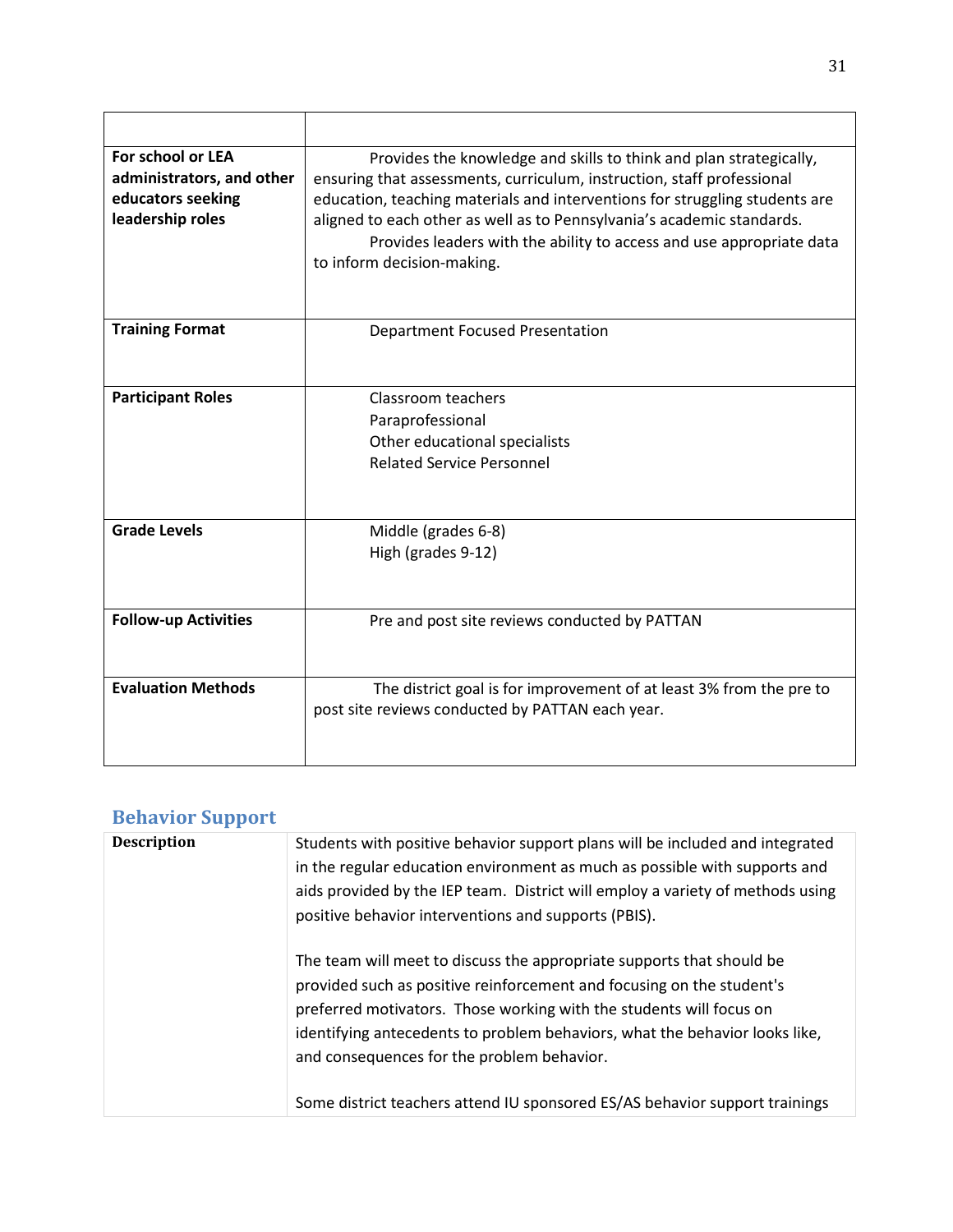| | |
|---|---|
| For school or LEA administrators, and other educators seeking leadership roles | Provides the knowledge and skills to think and plan strategically, ensuring that assessments, curriculum, instruction, staff professional education, teaching materials and interventions for struggling students are aligned to each other as well as to Pennsylvania's academic standards.<br>Provides leaders with the ability to access and use appropriate data to inform decision-making. |
| **Training Format** | Department Focused Presentation |
| **Participant Roles** | Classroom teachers<br>Paraprofessional<br>Other educational specialists<br>Related Service Personnel |
| **Grade Levels** | Middle (grades 6-8)<br>High (grades 9-12) |
| **Follow-up Activities** | Pre and post site reviews conducted by PATTAN |
| **Evaluation Methods** | The district goal is for improvement of at least 3% from the pre to post site reviews conducted by PATTAN each year. |

## Behavior Support

| | |
|---|---|
| **Description** | Students with positive behavior support plans will be included and integrated in the regular education environment as much as possible with supports and aids provided by the IEP team. District will employ a variety of methods using positive behavior interventions and supports (PBIS).<br><br>The team will meet to discuss the appropriate supports that should be provided such as positive reinforcement and focusing on the student's preferred motivators. Those working with the students will focus on identifying antecedents to problem behaviors, what the behavior looks like, and consequences for the problem behavior.<br><br>Some district teachers attend IU sponsored ES/AS behavior support trainings |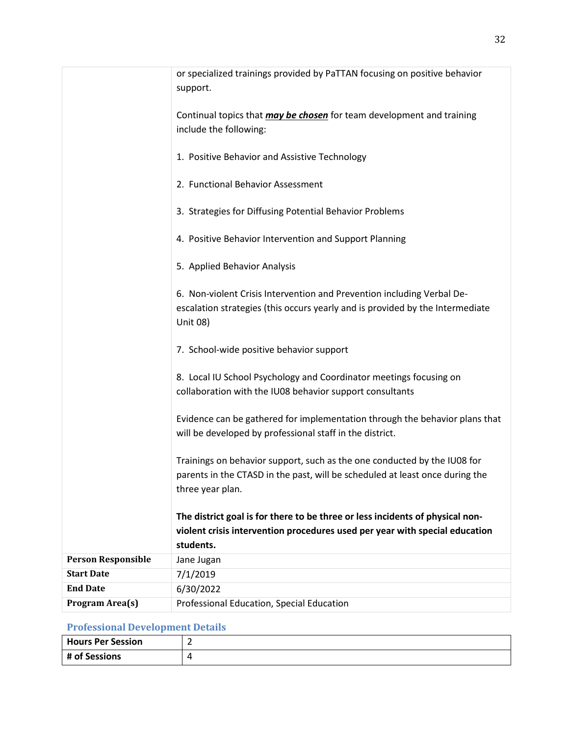| | |
|---|---|
| | or specialized trainings provided by PaTTAN focusing on positive behavior support.<br><br>Continual topics that ***may be chosen*** for team development and training include the following:<br><br>1. Positive Behavior and Assistive Technology<br><br>2. Functional Behavior Assessment<br><br>3. Strategies for Diffusing Potential Behavior Problems<br><br>4. Positive Behavior Intervention and Support Planning<br><br>5. Applied Behavior Analysis<br><br>6. Non-violent Crisis Intervention and Prevention including Verbal De-escalation strategies (this occurs yearly and is provided by the Intermediate Unit 08)<br><br>7. School-wide positive behavior support<br><br>8. Local IU School Psychology and Coordinator meetings focusing on collaboration with the IU08 behavior support consultants<br><br>Evidence can be gathered for implementation through the behavior plans that will be developed by professional staff in the district.<br><br>Trainings on behavior support, such as the one conducted by the IU08 for parents in the CTASD in the past, will be scheduled at least once during the three year plan.<br><br>**The district goal is for there to be three or less incidents of physical non-violent crisis intervention procedures used per year with special education students.** |
| **Person Responsible** | Jane Jugan |
| **Start Date** | 7/1/2019 |
| **End Date** | 6/30/2022 |
| **Program Area(s)** | Professional Education, Special Education |

### Professional Development Details

| | |
|---|---|
| **Hours Per Session** | 2 |
| **# of Sessions** | 4 |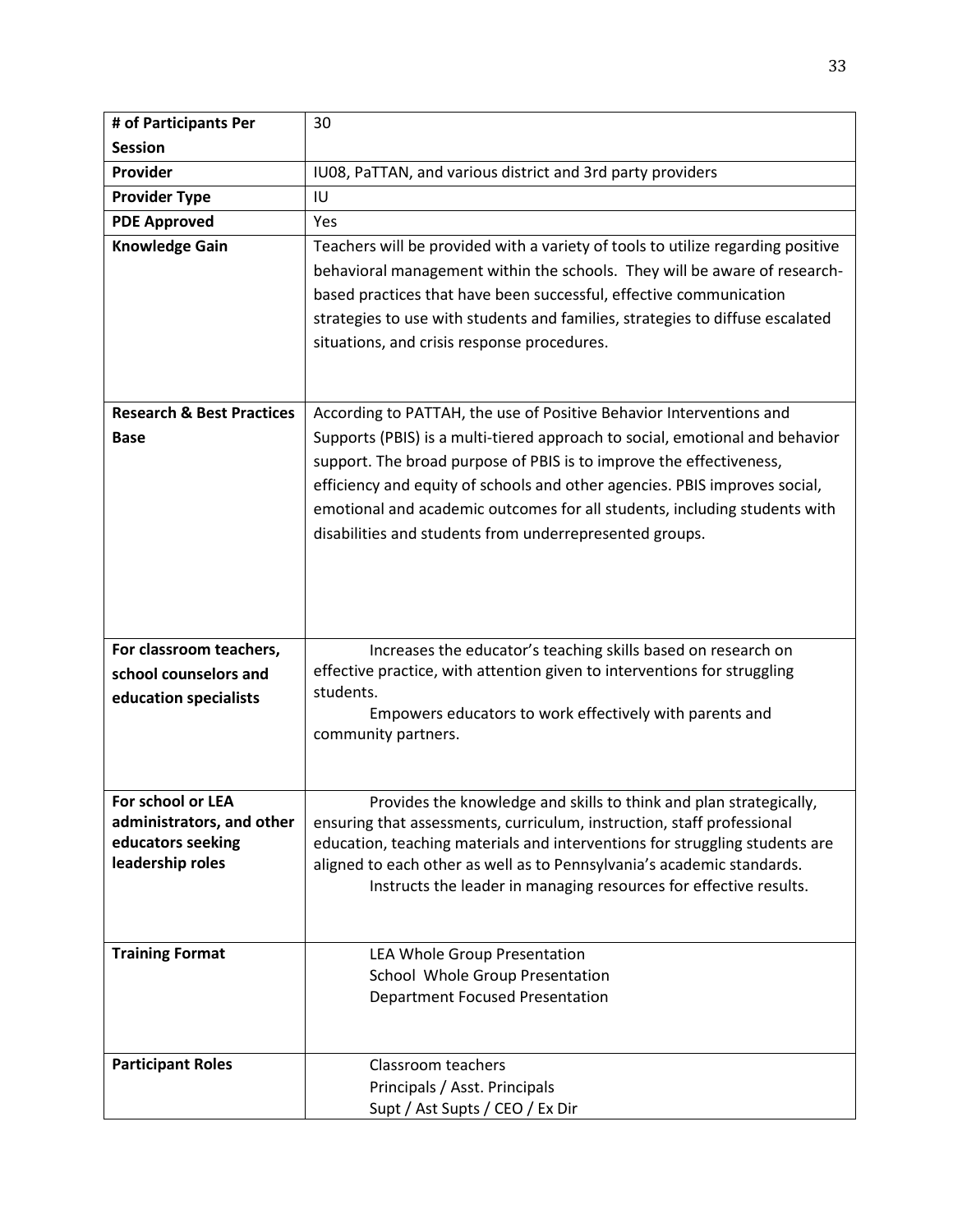| # of Participants Per Session | 30 |
|---|---|
| **Provider** | IU08, PaTTAN, and various district and 3rd party providers |
| **Provider Type** | IU |
| **PDE Approved** | Yes |
| **Knowledge Gain** | Teachers will be provided with a variety of tools to utilize regarding positive behavioral management within the schools. They will be aware of research-based practices that have been successful, effective communication strategies to use with students and families, strategies to diffuse escalated situations, and crisis response procedures. |
| **Research & Best Practices Base** | According to PATTAH, the use of Positive Behavior Interventions and Supports (PBIS) is a multi-tiered approach to social, emotional and behavior support. The broad purpose of PBIS is to improve the effectiveness, efficiency and equity of schools and other agencies. PBIS improves social, emotional and academic outcomes for all students, including students with disabilities and students from underrepresented groups. |
| **For classroom teachers, school counselors and education specialists** | Increases the educator's teaching skills based on research on effective practice, with attention given to interventions for struggling students.<br>Empowers educators to work effectively with parents and community partners. |
| **For school or LEA administrators, and other educators seeking leadership roles** | Provides the knowledge and skills to think and plan strategically, ensuring that assessments, curriculum, instruction, staff professional education, teaching materials and interventions for struggling students are aligned to each other as well as to Pennsylvania's academic standards.<br>Instructs the leader in managing resources for effective results. |
| **Training Format** | LEA Whole Group Presentation<br>School Whole Group Presentation<br>Department Focused Presentation |
| **Participant Roles** | Classroom teachers<br>Principals / Asst. Principals<br>Supt / Ast Supts / CEO / Ex Dir |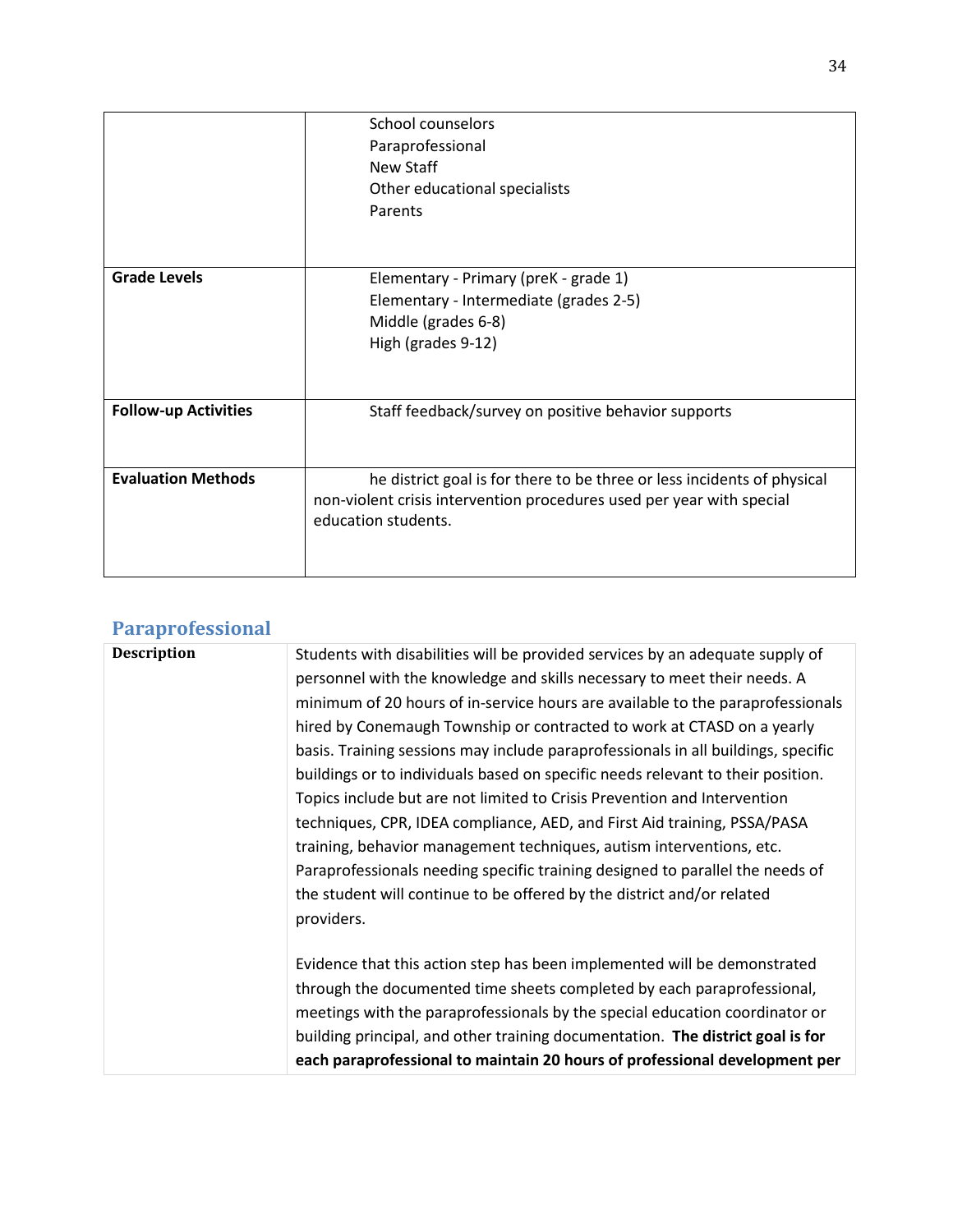| | |
|---|---|
| | School counselors<br>Paraprofessional<br>New Staff<br>Other educational specialists<br>Parents |
| **Grade Levels** | Elementary - Primary (preK - grade 1)<br>Elementary - Intermediate (grades 2-5)<br>Middle (grades 6-8)<br>High (grades 9-12) |
| **Follow-up Activities** | Staff feedback/survey on positive behavior supports |
| **Evaluation Methods** | he district goal is for there to be three or less incidents of physical non-violent crisis intervention procedures used per year with special education students. |

## Paraprofessional

| | |
|---|---|
| **Description** | Students with disabilities will be provided services by an adequate supply of personnel with the knowledge and skills necessary to meet their needs. A minimum of 20 hours of in-service hours are available to the paraprofessionals hired by Conemaugh Township or contracted to work at CTASD on a yearly basis. Training sessions may include paraprofessionals in all buildings, specific buildings or to individuals based on specific needs relevant to their position. Topics include but are not limited to Crisis Prevention and Intervention techniques, CPR, IDEA compliance, AED, and First Aid training, PSSA/PASA training, behavior management techniques, autism interventions, etc. Paraprofessionals needing specific training designed to parallel the needs of the student will continue to be offered by the district and/or related providers.<br><br>Evidence that this action step has been implemented will be demonstrated through the documented time sheets completed by each paraprofessional, meetings with the paraprofessionals by the special education coordinator or building principal, and other training documentation. **The district goal is for each paraprofessional to maintain 20 hours of professional development per** |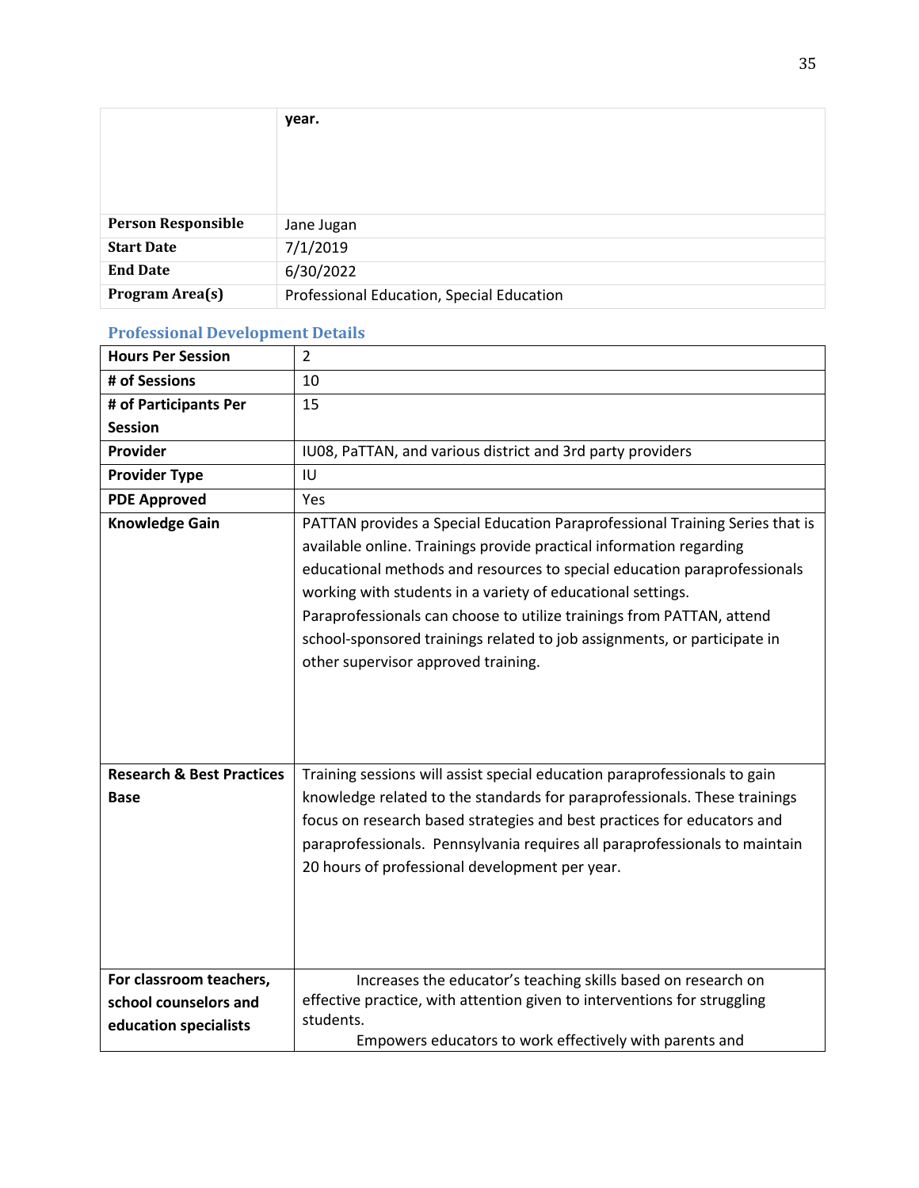| | year. |
|---|---|
| **Person Responsible** | Jane Jugan |
| **Start Date** | 7/1/2019 |
| **End Date** | 6/30/2022 |
| **Program Area(s)** | Professional Education, Special Education |

### Professional Development Details

| **Hours Per Session** | 2 |
|---|---|
| **# of Sessions** | 10 |
| **# of Participants Per Session** | 15 |
| **Provider** | IU08, PaTTAN, and various district and 3rd party providers |
| **Provider Type** | IU |
| **PDE Approved** | Yes |
| **Knowledge Gain** | PATTAN provides a Special Education Paraprofessional Training Series that is available online. Trainings provide practical information regarding educational methods and resources to special education paraprofessionals working with students in a variety of educational settings. Paraprofessionals can choose to utilize trainings from PATTAN, attend school-sponsored trainings related to job assignments, or participate in other supervisor approved training. |
| **Research & Best Practices Base** | Training sessions will assist special education paraprofessionals to gain knowledge related to the standards for paraprofessionals. These trainings focus on research based strategies and best practices for educators and paraprofessionals. Pennsylvania requires all paraprofessionals to maintain 20 hours of professional development per year. |
| **For classroom teachers, school counselors and education specialists** | Increases the educator's teaching skills based on research on effective practice, with attention given to interventions for struggling students. Empowers educators to work effectively with parents and |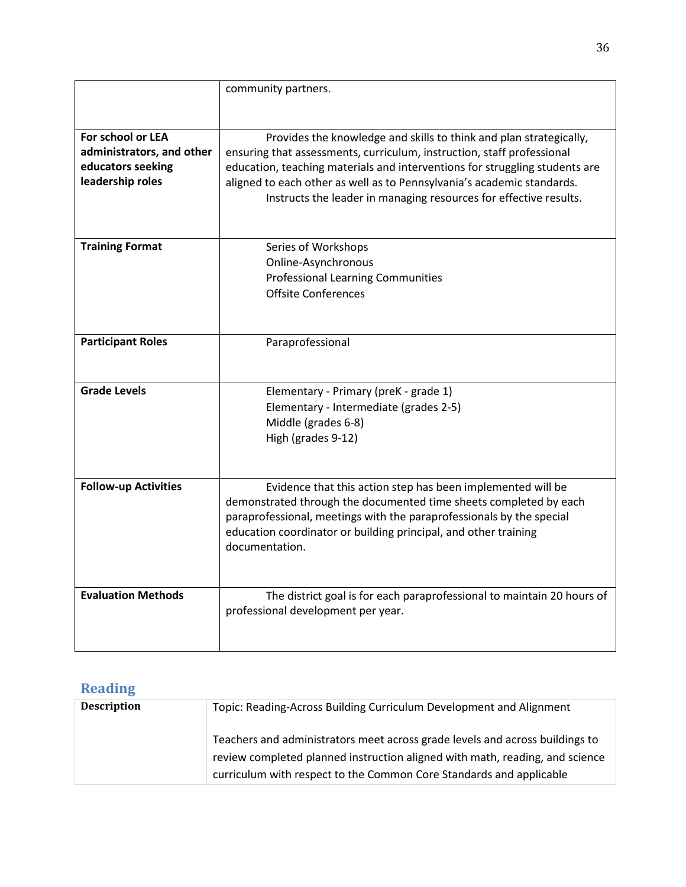| | |
|---|---|
| | community partners. |
| **For school or LEA administrators, and other educators seeking leadership roles** | Provides the knowledge and skills to think and plan strategically, ensuring that assessments, curriculum, instruction, staff professional education, teaching materials and interventions for struggling students are aligned to each other as well as to Pennsylvania's academic standards.<br>Instructs the leader in managing resources for effective results. |
| **Training Format** | Series of Workshops<br>Online-Asynchronous<br>Professional Learning Communities<br>Offsite Conferences |
| **Participant Roles** | Paraprofessional |
| **Grade Levels** | Elementary - Primary (preK - grade 1)<br>Elementary - Intermediate (grades 2-5)<br>Middle (grades 6-8)<br>High (grades 9-12) |
| **Follow-up Activities** | Evidence that this action step has been implemented will be demonstrated through the documented time sheets completed by each paraprofessional, meetings with the paraprofessionals by the special education coordinator or building principal, and other training documentation. |
| **Evaluation Methods** | The district goal is for each paraprofessional to maintain 20 hours of professional development per year. |

## Reading

| | |
|---|---|
| **Description** | Topic: Reading-Across Building Curriculum Development and Alignment<br><br>Teachers and administrators meet across grade levels and across buildings to review completed planned instruction aligned with math, reading, and science curriculum with respect to the Common Core Standards and applicable |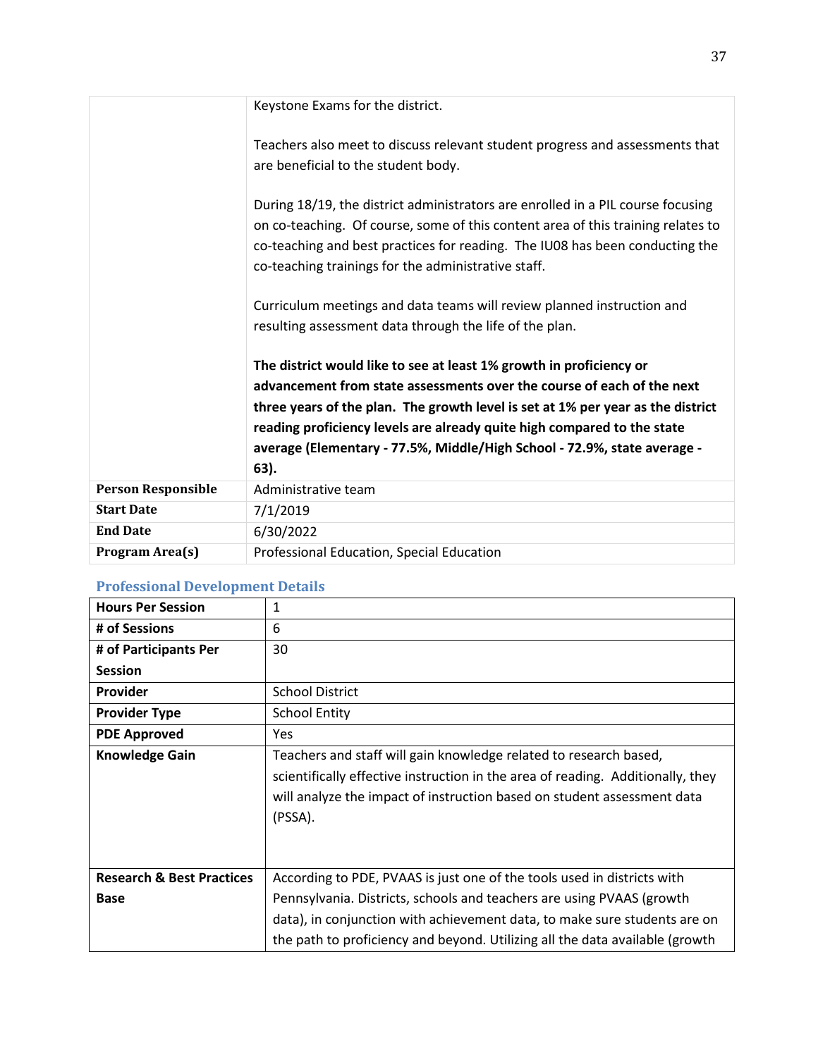| | |
|---|---|
| | Keystone Exams for the district.<br><br>Teachers also meet to discuss relevant student progress and assessments that are beneficial to the student body.<br><br>During 18/19, the district administrators are enrolled in a PIL course focusing on co-teaching. Of course, some of this content area of this training relates to co-teaching and best practices for reading. The IU08 has been conducting the co-teaching trainings for the administrative staff.<br><br>Curriculum meetings and data teams will review planned instruction and resulting assessment data through the life of the plan.<br><br>**The district would like to see at least 1% growth in proficiency or advancement from state assessments over the course of each of the next three years of the plan. The growth level is set at 1% per year as the district reading proficiency levels are already quite high compared to the state average (Elementary - 77.5%, Middle/High School - 72.9%, state average - 63).** |
| **Person Responsible** | Administrative team |
| **Start Date** | 7/1/2019 |
| **End Date** | 6/30/2022 |
| **Program Area(s)** | Professional Education, Special Education |

### Professional Development Details

| | |
|---|---|
| **Hours Per Session** | 1 |
| **# of Sessions** | 6 |
| **# of Participants Per Session** | 30 |
| **Provider** | School District |
| **Provider Type** | School Entity |
| **PDE Approved** | Yes |
| **Knowledge Gain** | Teachers and staff will gain knowledge related to research based, scientifically effective instruction in the area of reading. Additionally, they will analyze the impact of instruction based on student assessment data (PSSA). |
| **Research & Best Practices Base** | According to PDE, PVAAS is just one of the tools used in districts with Pennsylvania. Districts, schools and teachers are using PVAAS (growth data), in conjunction with achievement data, to make sure students are on the path to proficiency and beyond. Utilizing all the data available (growth |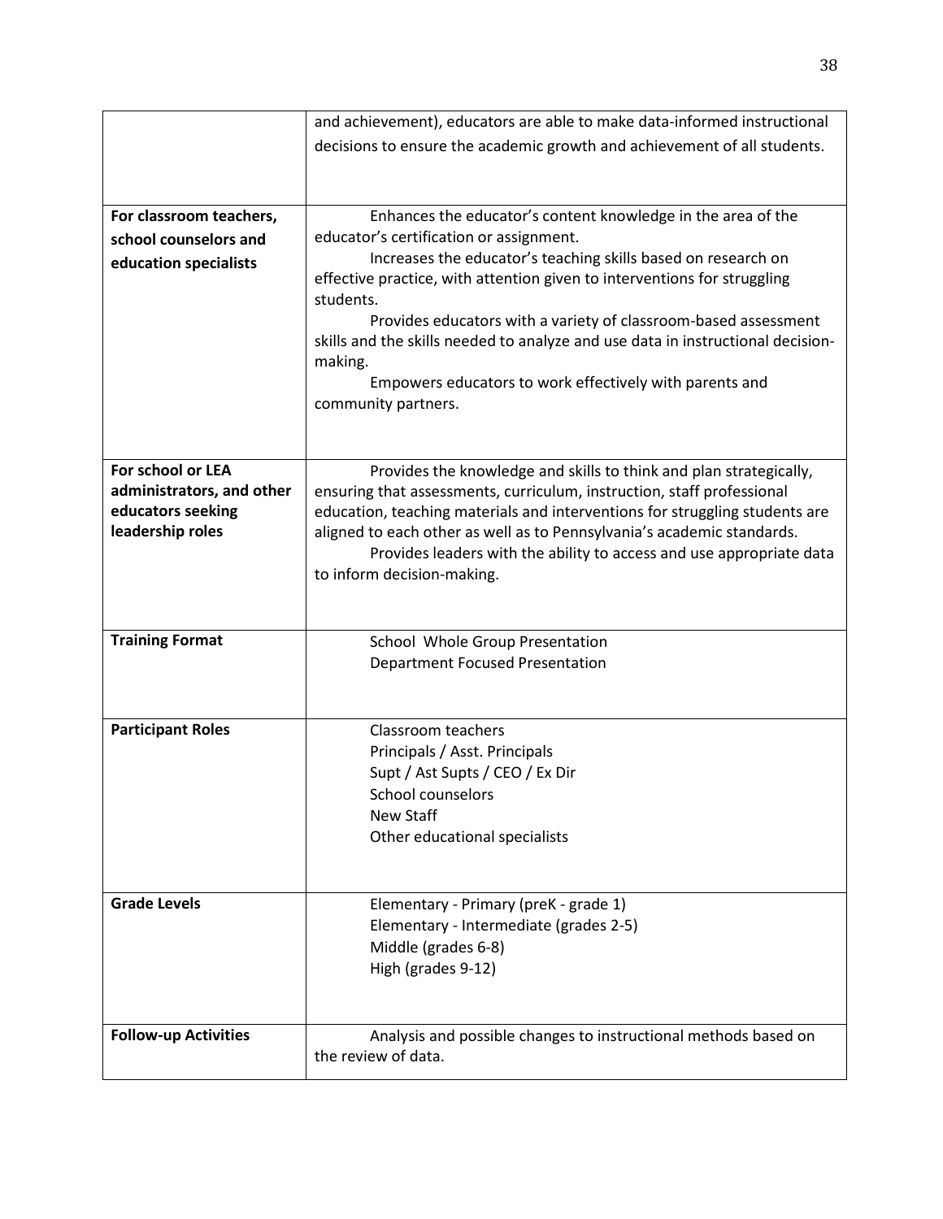| | |
|---|---|
| | and achievement), educators are able to make data-informed instructional decisions to ensure the academic growth and achievement of all students. |
| **For classroom teachers, school counselors and education specialists** | Enhances the educator's content knowledge in the area of the educator's certification or assignment.<br>Increases the educator's teaching skills based on research on effective practice, with attention given to interventions for struggling students.<br>Provides educators with a variety of classroom-based assessment skills and the skills needed to analyze and use data in instructional decision-making.<br>Empowers educators to work effectively with parents and community partners. |
| **For school or LEA administrators, and other educators seeking leadership roles** | Provides the knowledge and skills to think and plan strategically, ensuring that assessments, curriculum, instruction, staff professional education, teaching materials and interventions for struggling students are aligned to each other as well as to Pennsylvania's academic standards.<br>Provides leaders with the ability to access and use appropriate data to inform decision-making. |
| **Training Format** | School Whole Group Presentation<br>Department Focused Presentation |
| **Participant Roles** | Classroom teachers<br>Principals / Asst. Principals<br>Supt / Ast Supts / CEO / Ex Dir<br>School counselors<br>New Staff<br>Other educational specialists |
| **Grade Levels** | Elementary - Primary (preK - grade 1)<br>Elementary - Intermediate (grades 2-5)<br>Middle (grades 6-8)<br>High (grades 9-12) |
| **Follow-up Activities** | Analysis and possible changes to instructional methods based on the review of data. |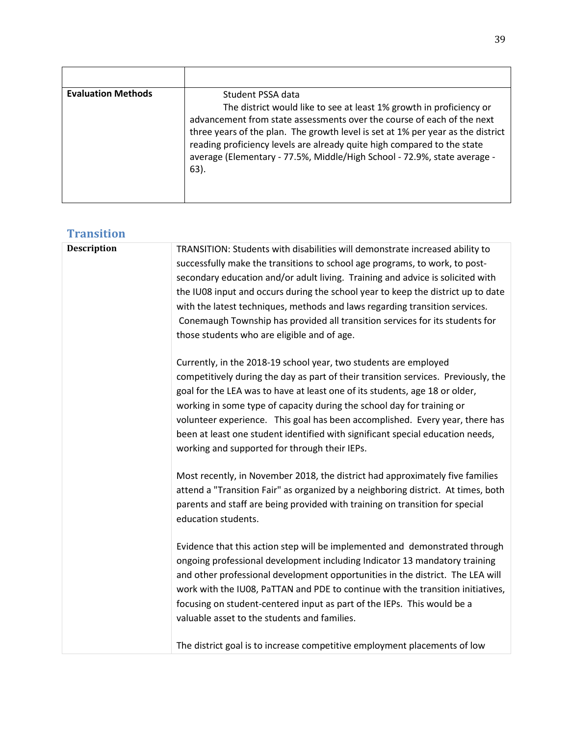| | |
|---|---|
| **Evaluation Methods** | Student PSSA data<br>The district would like to see at least 1% growth in proficiency or advancement from state assessments over the course of each of the next three years of the plan. The growth level is set at 1% per year as the district reading proficiency levels are already quite high compared to the state average (Elementary - 77.5%, Middle/High School - 72.9%, state average - 63). |

## Transition

| | |
|---|---|
| **Description** | TRANSITION: Students with disabilities will demonstrate increased ability to successfully make the transitions to school age programs, to work, to post-secondary education and/or adult living. Training and advice is solicited with the IU08 input and occurs during the school year to keep the district up to date with the latest techniques, methods and laws regarding transition services. Conemaugh Township has provided all transition services for its students for those students who are eligible and of age.<br><br>Currently, in the 2018-19 school year, two students are employed competitively during the day as part of their transition services. Previously, the goal for the LEA was to have at least one of its students, age 18 or older, working in some type of capacity during the school day for training or volunteer experience. This goal has been accomplished. Every year, there has been at least one student identified with significant special education needs, working and supported for through their IEPs.<br><br>Most recently, in November 2018, the district had approximately five families attend a "Transition Fair" as organized by a neighboring district. At times, both parents and staff are being provided with training on transition for special education students.<br><br>Evidence that this action step will be implemented and demonstrated through ongoing professional development including Indicator 13 mandatory training and other professional development opportunities in the district. The LEA will work with the IU08, PaTTAN and PDE to continue with the transition initiatives, focusing on student-centered input as part of the IEPs. This would be a valuable asset to the students and families.<br><br>The district goal is to increase competitive employment placements of low |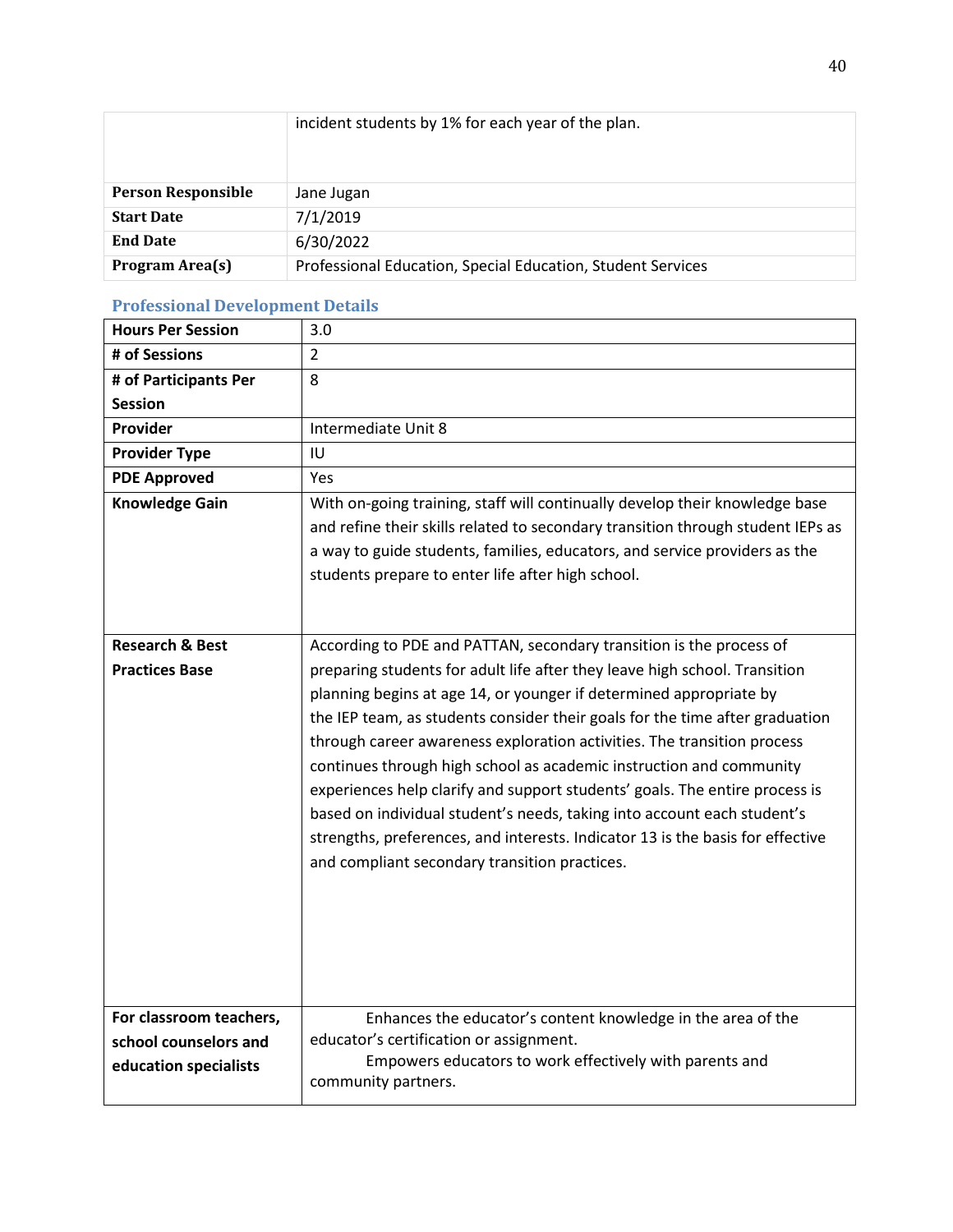| | |
|---|---|
| | incident students by 1% for each year of the plan. |
| **Person Responsible** | Jane Jugan |
| **Start Date** | 7/1/2019 |
| **End Date** | 6/30/2022 |
| **Program Area(s)** | Professional Education, Special Education, Student Services |

### Professional Development Details

| | |
|---|---|
| **Hours Per Session** | 3.0 |
| **# of Sessions** | 2 |
| **# of Participants Per Session** | 8 |
| **Provider** | Intermediate Unit 8 |
| **Provider Type** | IU |
| **PDE Approved** | Yes |
| **Knowledge Gain** | With on-going training, staff will continually develop their knowledge base and refine their skills related to secondary transition through student IEPs as a way to guide students, families, educators, and service providers as the students prepare to enter life after high school. |
| **Research & Best Practices Base** | According to PDE and PATTAN, secondary transition is the process of preparing students for adult life after they leave high school. Transition planning begins at age 14, or younger if determined appropriate by the IEP team, as students consider their goals for the time after graduation through career awareness exploration activities. The transition process continues through high school as academic instruction and community experiences help clarify and support students' goals. The entire process is based on individual student's needs, taking into account each student's strengths, preferences, and interests. Indicator 13 is the basis for effective and compliant secondary transition practices. |
| **For classroom teachers, school counselors and education specialists** | Enhances the educator's content knowledge in the area of the educator's certification or assignment.<br>Empowers educators to work effectively with parents and community partners. |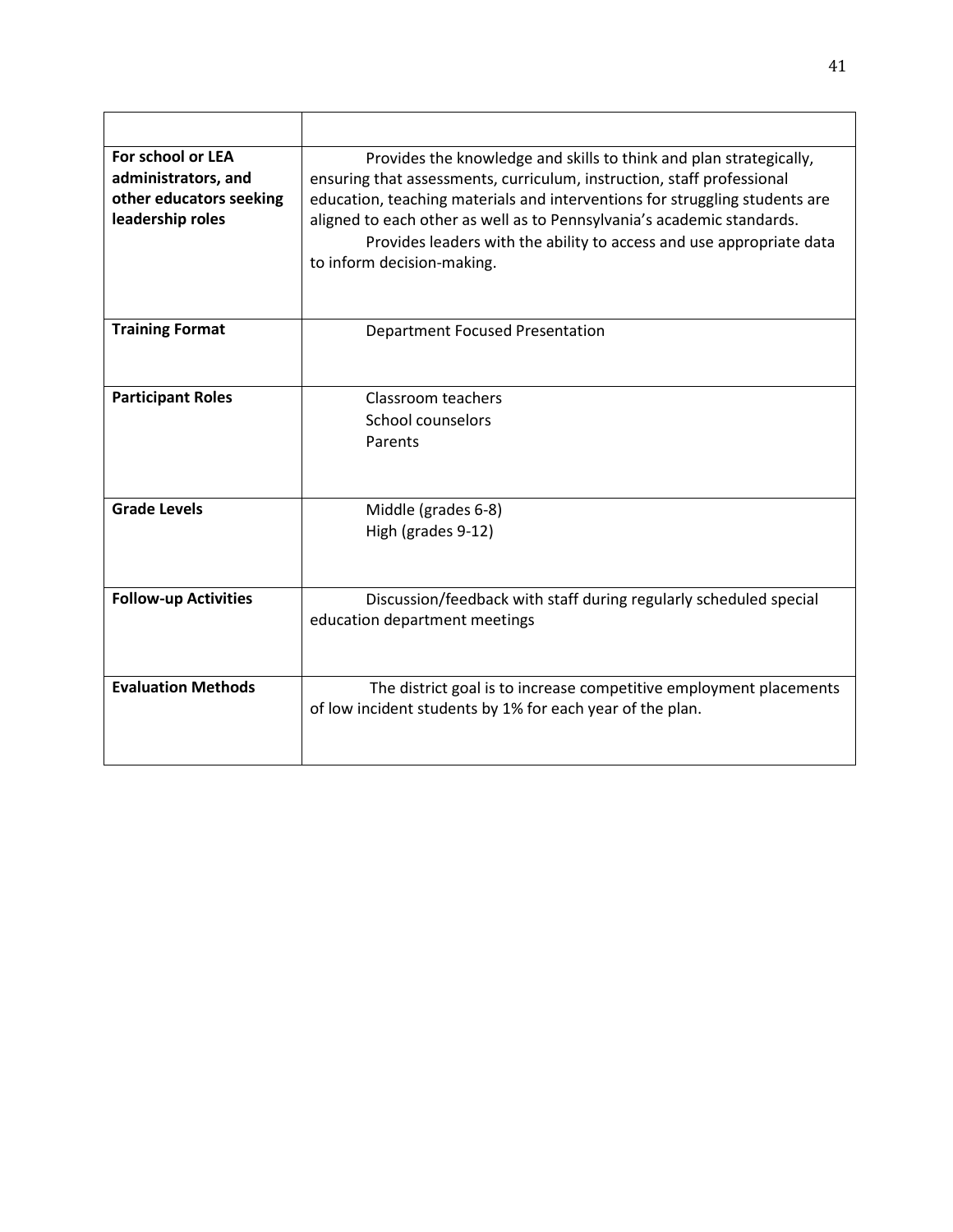| | |
|---|---|
| **For school or LEA administrators, and other educators seeking leadership roles** | Provides the knowledge and skills to think and plan strategically, ensuring that assessments, curriculum, instruction, staff professional education, teaching materials and interventions for struggling students are aligned to each other as well as to Pennsylvania's academic standards.<br>Provides leaders with the ability to access and use appropriate data to inform decision-making. |
| **Training Format** | Department Focused Presentation |
| **Participant Roles** | Classroom teachers<br>School counselors<br>Parents |
| **Grade Levels** | Middle (grades 6-8)<br>High (grades 9-12) |
| **Follow-up Activities** | Discussion/feedback with staff during regularly scheduled special education department meetings |
| **Evaluation Methods** | The district goal is to increase competitive employment placements of low incident students by 1% for each year of the plan. |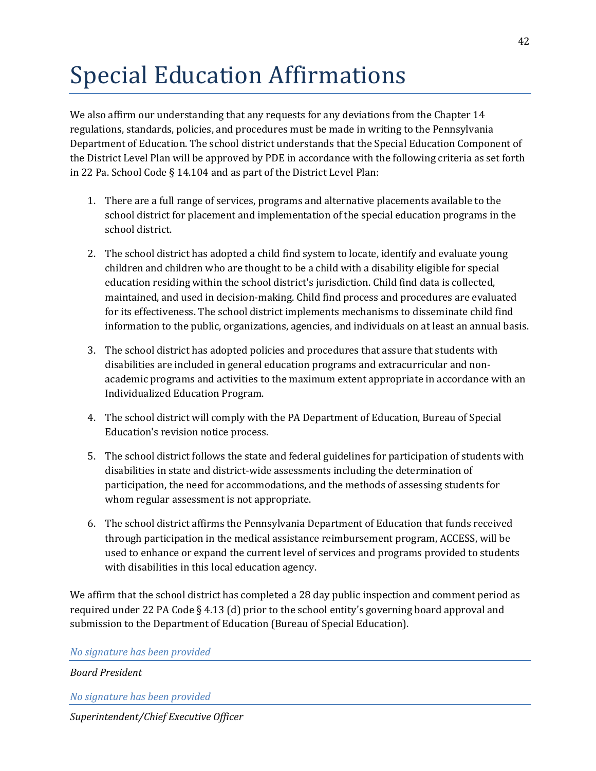# Special Education Affirmations

We also affirm our understanding that any requests for any deviations from the Chapter 14 regulations, standards, policies, and procedures must be made in writing to the Pennsylvania Department of Education. The school district understands that the Special Education Component of the District Level Plan will be approved by PDE in accordance with the following criteria as set forth in 22 Pa. School Code § 14.104 and as part of the District Level Plan:

1. There are a full range of services, programs and alternative placements available to the school district for placement and implementation of the special education programs in the school district.
2. The school district has adopted a child find system to locate, identify and evaluate young children and children who are thought to be a child with a disability eligible for special education residing within the school district's jurisdiction. Child find data is collected, maintained, and used in decision-making. Child find process and procedures are evaluated for its effectiveness. The school district implements mechanisms to disseminate child find information to the public, organizations, agencies, and individuals on at least an annual basis.
3. The school district has adopted policies and procedures that assure that students with disabilities are included in general education programs and extracurricular and non-academic programs and activities to the maximum extent appropriate in accordance with an Individualized Education Program.
4. The school district will comply with the PA Department of Education, Bureau of Special Education's revision notice process.
5. The school district follows the state and federal guidelines for participation of students with disabilities in state and district-wide assessments including the determination of participation, the need for accommodations, and the methods of assessing students for whom regular assessment is not appropriate.
6. The school district affirms the Pennsylvania Department of Education that funds received through participation in the medical assistance reimbursement program, ACCESS, will be used to enhance or expand the current level of services and programs provided to students with disabilities in this local education agency.

We affirm that the school district has completed a 28 day public inspection and comment period as required under 22 PA Code § 4.13 (d) prior to the school entity's governing board approval and submission to the Department of Education (Bureau of Special Education).

*No signature has been provided*

---

*Board President*

*No signature has been provided*

---

*Superintendent/Chief Executive Officer*